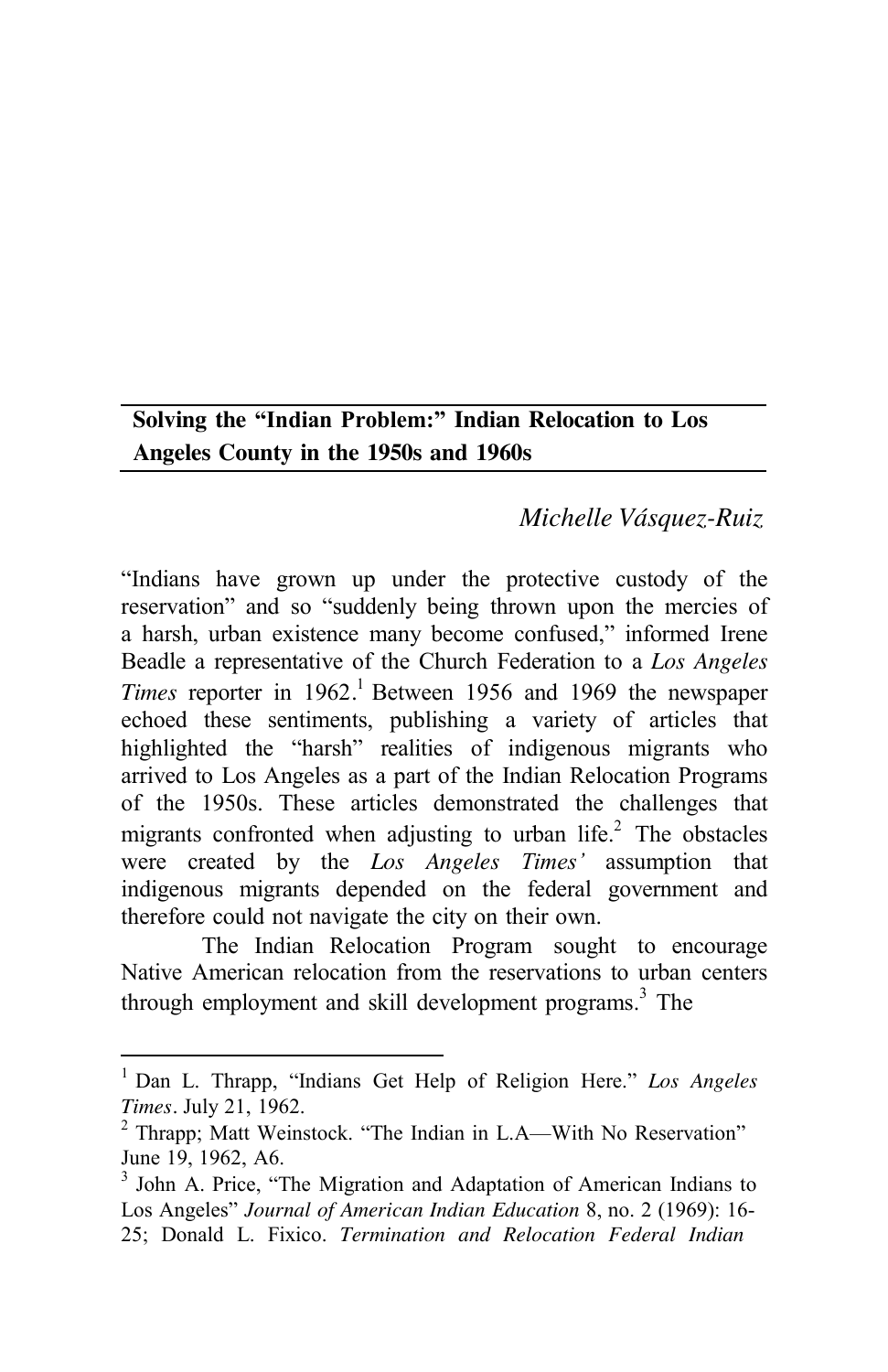**Solving the "Indian Problem:" Indian Relocation to Los Angeles County in the 1950s and 1960s**

*Michelle Vásquez-Ruiz*

"Indians have grown up under the protective custody of the reservation" and so "suddenly being thrown upon the mercies of a harsh, urban existence many become confused," informed Irene Beadle a representative of the Church Federation to a *Los Angeles Times* reporter in 1962.[1] Between 1956 and 1969 the newspaper echoed these sentiments, publishing a variety of articles that highlighted the "harsh" realities of indigenous migrants who arrived to Los Angeles as a part of the Indian Relocation Programs of the 1950s. These articles demonstrated the challenges that migrants confronted when adjusting to urban life.[2] The obstacles were created by the *Los Angeles Times'* assumption that indigenous migrants depended on the federal government and therefore could not navigate the city on their own.

The Indian Relocation Program sought to encourage Native American relocation from the reservations to urban centers through employment and skill development programs.[3] The

---

[1] Dan L. Thrapp, "Indians Get Help of Religion Here." *Los Angeles Times*. July 21, 1962.

[2] Thrapp; Matt Weinstock. "The Indian in L.A—With No Reservation" June 19, 1962, A6.

[3] John A. Price, "The Migration and Adaptation of American Indians to Los Angeles" *Journal of American Indian Education* 8, no. 2 (1969): 16-25; Donald L. Fixico. *Termination and Relocation Federal Indian*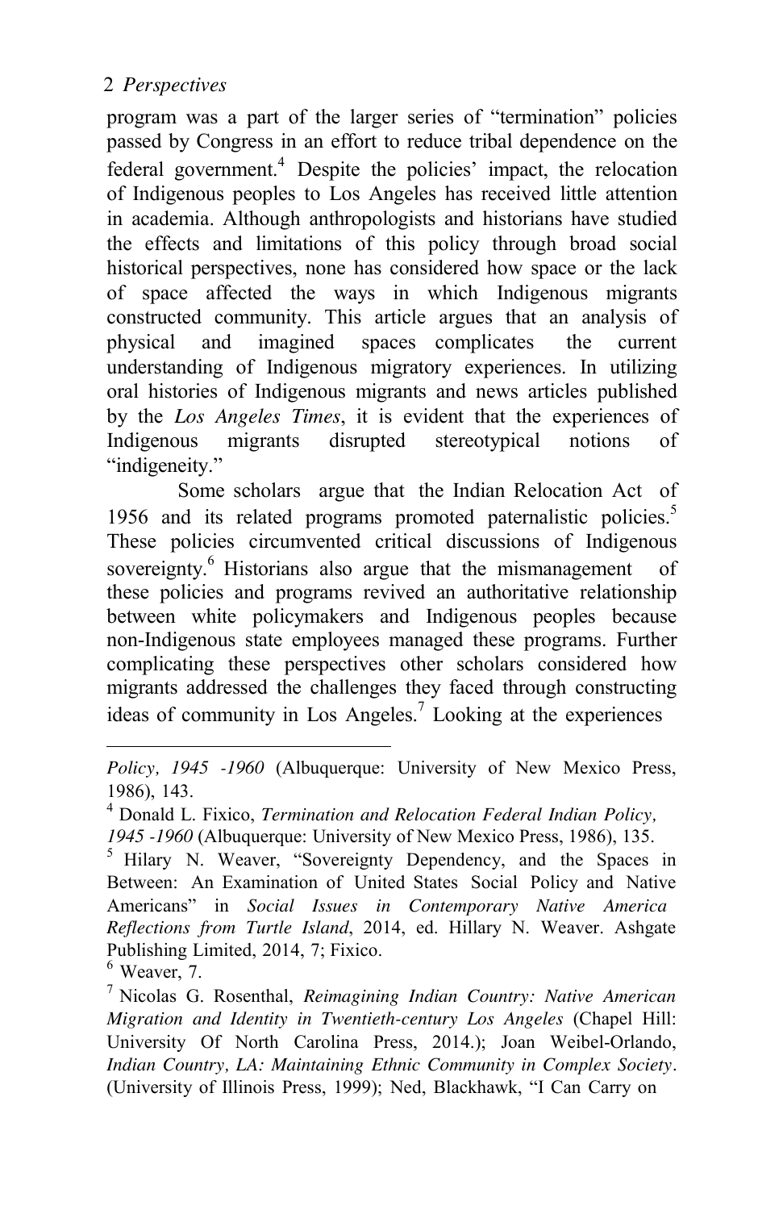program was a part of the larger series of "termination" policies passed by Congress in an effort to reduce tribal dependence on the federal government.[4] Despite the policies' impact, the relocation of Indigenous peoples to Los Angeles has received little attention in academia. Although anthropologists and historians have studied the effects and limitations of this policy through broad social historical perspectives, none has considered how space or the lack of space affected the ways in which Indigenous migrants constructed community. This article argues that an analysis of physical and imagined spaces complicates the current understanding of Indigenous migratory experiences. In utilizing oral histories of Indigenous migrants and news articles published by the *Los Angeles Times*, it is evident that the experiences of Indigenous migrants disrupted stereotypical notions of "indigeneity."

Some scholars argue that the Indian Relocation Act of 1956 and its related programs promoted paternalistic policies.[5] These policies circumvented critical discussions of Indigenous sovereignty.[6] Historians also argue that the mismanagement of these policies and programs revived an authoritative relationship between white policymakers and Indigenous peoples because non-Indigenous state employees managed these programs. Further complicating these perspectives other scholars considered how migrants addressed the challenges they faced through constructing ideas of community in Los Angeles.[7] Looking at the experiences

---

*Policy, 1945 -1960* (Albuquerque: University of New Mexico Press, 1986), 143.

[4] Donald L. Fixico, *Termination and Relocation Federal Indian Policy, 1945 -1960* (Albuquerque: University of New Mexico Press, 1986), 135.

[5] Hilary N. Weaver, "Sovereignty Dependency, and the Spaces in Between: An Examination of United States Social Policy and Native Americans" in *Social Issues in Contemporary Native America Reflections from Turtle Island*, 2014, ed. Hillary N. Weaver. Ashgate Publishing Limited, 2014, 7; Fixico.

[6] Weaver, 7.

[7] Nicolas G. Rosenthal, *Reimagining Indian Country: Native American Migration and Identity in Twentieth-century Los Angeles* (Chapel Hill: University Of North Carolina Press, 2014.); Joan Weibel-Orlando, *Indian Country, LA: Maintaining Ethnic Community in Complex Society*. (University of Illinois Press, 1999); Ned, Blackhawk, "I Can Carry on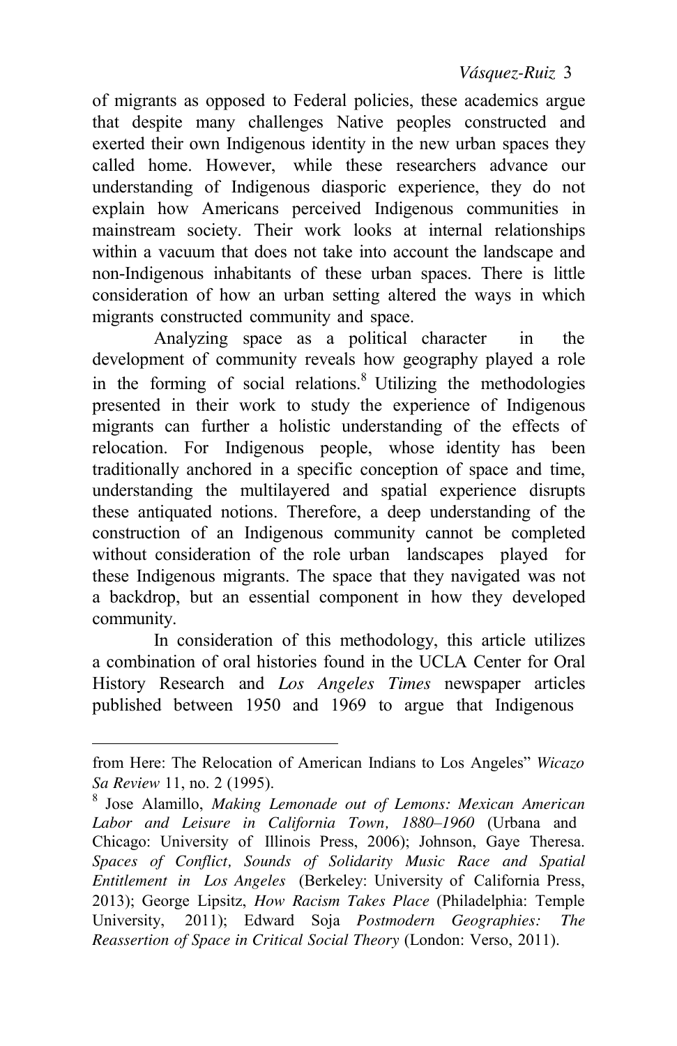of migrants as opposed to Federal policies, these academics argue that despite many challenges Native peoples constructed and exerted their own Indigenous identity in the new urban spaces they called home. However, while these researchers advance our understanding of Indigenous diasporic experience, they do not explain how Americans perceived Indigenous communities in mainstream society. Their work looks at internal relationships within a vacuum that does not take into account the landscape and non-Indigenous inhabitants of these urban spaces. There is little consideration of how an urban setting altered the ways in which migrants constructed community and space.

Analyzing space as a political character in the development of community reveals how geography played a role in the forming of social relations.[8] Utilizing the methodologies presented in their work to study the experience of Indigenous migrants can further a holistic understanding of the effects of relocation. For Indigenous people, whose identity has been traditionally anchored in a specific conception of space and time, understanding the multilayered and spatial experience disrupts these antiquated notions. Therefore, a deep understanding of the construction of an Indigenous community cannot be completed without consideration of the role urban landscapes played for these Indigenous migrants. The space that they navigated was not a backdrop, but an essential component in how they developed community.

In consideration of this methodology, this article utilizes a combination of oral histories found in the UCLA Center for Oral History Research and *Los Angeles Times* newspaper articles published between 1950 and 1969 to argue that Indigenous

---

from Here: The Relocation of American Indians to Los Angeles" *Wicazo Sa Review* 11, no. 2 (1995).

[8] Jose Alamillo, *Making Lemonade out of Lemons: Mexican American Labor and Leisure in California Town, 1880–1960* (Urbana and Chicago: University of Illinois Press, 2006); Johnson, Gaye Theresa. *Spaces of Conflict, Sounds of Solidarity Music Race and Spatial Entitlement in Los Angeles* (Berkeley: University of California Press, 2013); George Lipsitz, *How Racism Takes Place* (Philadelphia: Temple University, 2011); Edward Soja *Postmodern Geographies: The Reassertion of Space in Critical Social Theory* (London: Verso, 2011).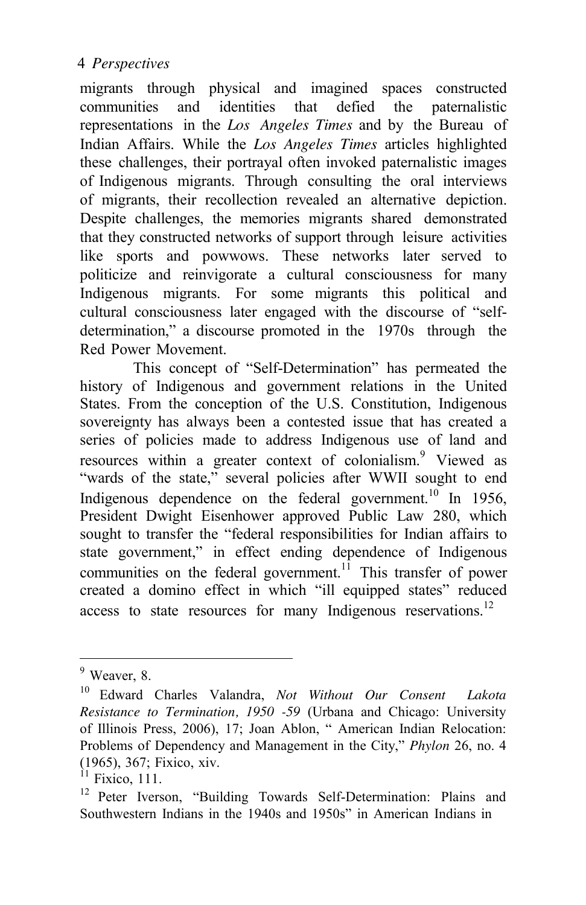migrants through physical and imagined spaces constructed communities and identities that defied the paternalistic representations in the *Los Angeles Times* and by the Bureau of Indian Affairs. While the *Los Angeles Times* articles highlighted these challenges, their portrayal often invoked paternalistic images of Indigenous migrants. Through consulting the oral interviews of migrants, their recollection revealed an alternative depiction. Despite challenges, the memories migrants shared demonstrated that they constructed networks of support through leisure activities like sports and powwows. These networks later served to politicize and reinvigorate a cultural consciousness for many Indigenous migrants. For some migrants this political and cultural consciousness later engaged with the discourse of "self-determination," a discourse promoted in the 1970s through the Red Power Movement.

This concept of "Self-Determination" has permeated the history of Indigenous and government relations in the United States. From the conception of the U.S. Constitution, Indigenous sovereignty has always been a contested issue that has created a series of policies made to address Indigenous use of land and resources within a greater context of colonialism.[9] Viewed as "wards of the state," several policies after WWII sought to end Indigenous dependence on the federal government.[10] In 1956, President Dwight Eisenhower approved Public Law 280, which sought to transfer the "federal responsibilities for Indian affairs to state government," in effect ending dependence of Indigenous communities on the federal government.[11] This transfer of power created a domino effect in which "ill equipped states" reduced access to state resources for many Indigenous reservations.[12]

---

[9] Weaver, 8.

[10] Edward Charles Valandra, *Not Without Our Consent Lakota Resistance to Termination, 1950 -59* (Urbana and Chicago: University of Illinois Press, 2006), 17; Joan Ablon, " American Indian Relocation: Problems of Dependency and Management in the City," *Phylon* 26, no. 4 (1965), 367; Fixico, xiv.

[11] Fixico, 111.

[12] Peter Iverson, "Building Towards Self-Determination: Plains and Southwestern Indians in the 1940s and 1950s" in American Indians in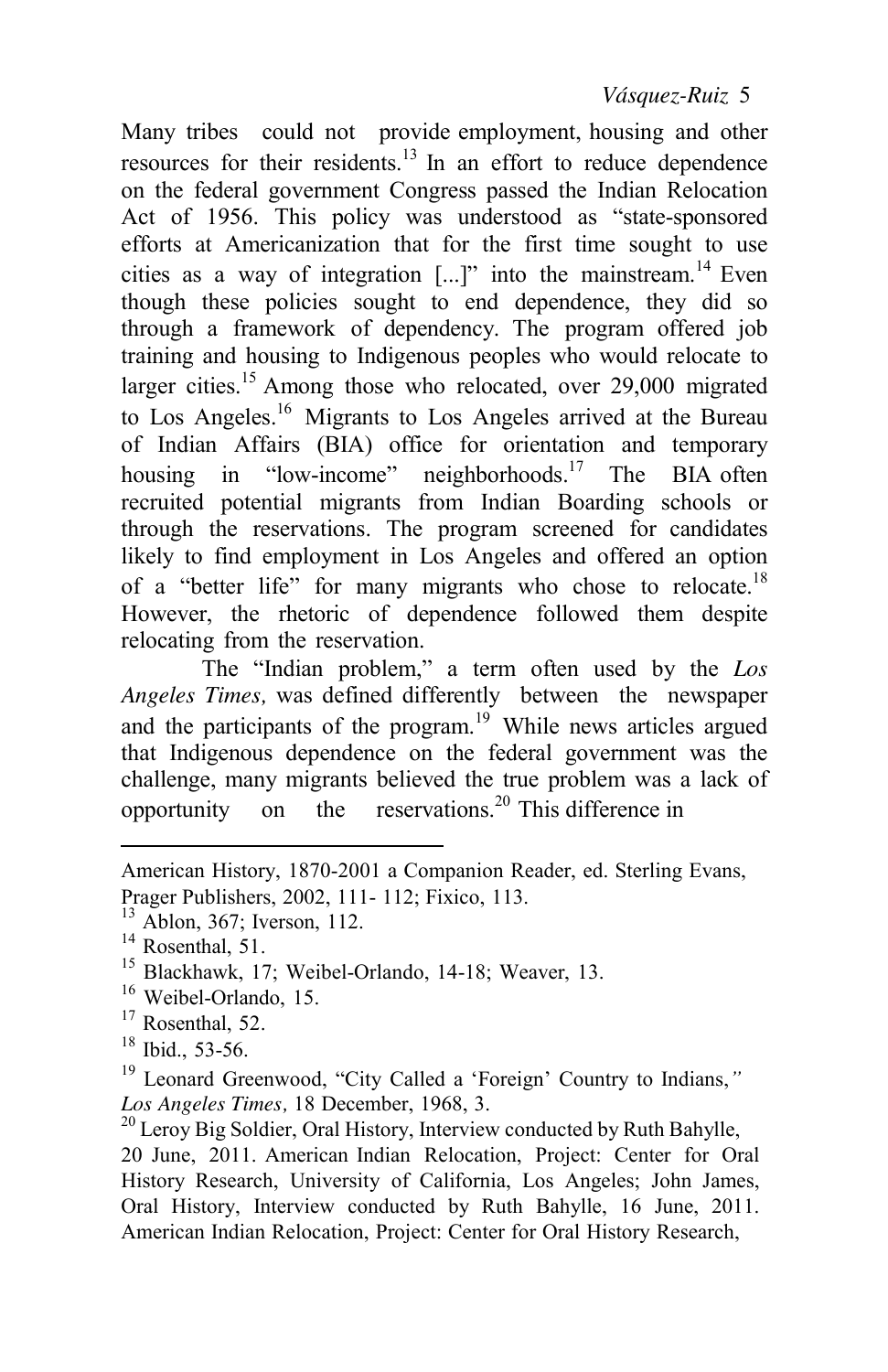Many tribes could not provide employment, housing and other resources for their residents.[13] In an effort to reduce dependence on the federal government Congress passed the Indian Relocation Act of 1956. This policy was understood as "state-sponsored efforts at Americanization that for the first time sought to use cities as a way of integration [...]" into the mainstream.[14] Even though these policies sought to end dependence, they did so through a framework of dependency. The program offered job training and housing to Indigenous peoples who would relocate to larger cities.[15] Among those who relocated, over 29,000 migrated to Los Angeles.[16] Migrants to Los Angeles arrived at the Bureau of Indian Affairs (BIA) office for orientation and temporary housing in "low-income" neighborhoods.[17] The BIA often recruited potential migrants from Indian Boarding schools or through the reservations. The program screened for candidates likely to find employment in Los Angeles and offered an option of a "better life" for many migrants who chose to relocate.[18] However, the rhetoric of dependence followed them despite relocating from the reservation.

The "Indian problem," a term often used by the *Los Angeles Times,* was defined differently between the newspaper and the participants of the program.[19] While news articles argued that Indigenous dependence on the federal government was the challenge, many migrants believed the true problem was a lack of opportunity on the reservations.[20] This difference in

---

American History, 1870-2001 a Companion Reader, ed. Sterling Evans, Prager Publishers, 2002, 111- 112; Fixico, 113.

[13] Ablon, 367; Iverson, 112.

[14] Rosenthal, 51.

[15] Blackhawk, 17; Weibel-Orlando, 14-18; Weaver, 13.

[16] Weibel-Orlando, 15.

[17] Rosenthal, 52.

[18] Ibid., 53-56.

[19] Leonard Greenwood, "City Called a 'Foreign' Country to Indians,*"* *Los Angeles Times,* 18 December, 1968, 3.

[20] Leroy Big Soldier, Oral History, Interview conducted by Ruth Bahylle, 20 June, 2011. American Indian Relocation, Project: Center for Oral History Research, University of California, Los Angeles; John James, Oral History, Interview conducted by Ruth Bahylle, 16 June, 2011. American Indian Relocation, Project: Center for Oral History Research,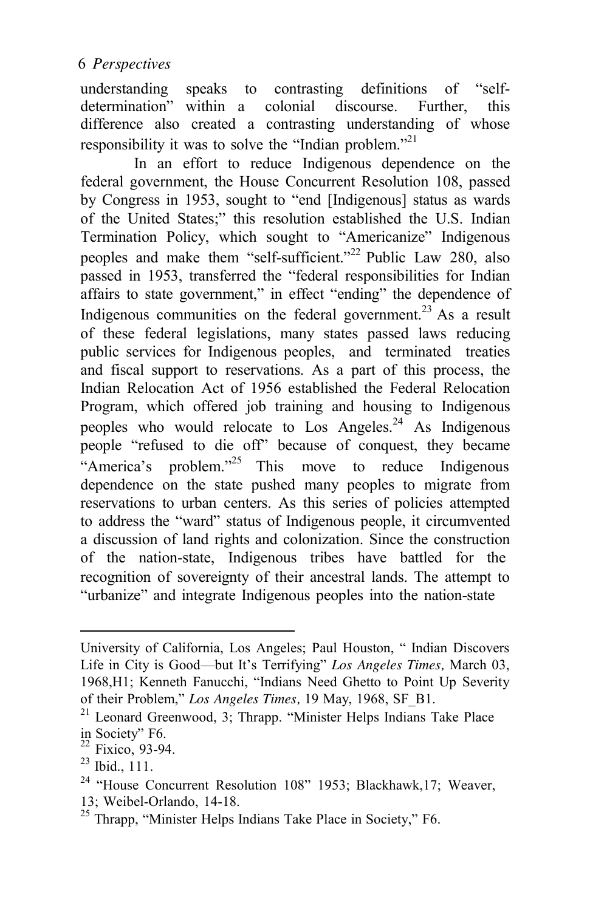understanding speaks to contrasting definitions of "self-determination" within a colonial discourse. Further, this difference also created a contrasting understanding of whose responsibility it was to solve the "Indian problem."[21]

In an effort to reduce Indigenous dependence on the federal government, the House Concurrent Resolution 108, passed by Congress in 1953, sought to "end [Indigenous] status as wards of the United States;" this resolution established the U.S. Indian Termination Policy, which sought to "Americanize" Indigenous peoples and make them "self-sufficient."[22] Public Law 280, also passed in 1953, transferred the "federal responsibilities for Indian affairs to state government," in effect "ending" the dependence of Indigenous communities on the federal government.[23] As a result of these federal legislations, many states passed laws reducing public services for Indigenous peoples, and terminated treaties and fiscal support to reservations. As a part of this process, the Indian Relocation Act of 1956 established the Federal Relocation Program, which offered job training and housing to Indigenous peoples who would relocate to Los Angeles.[24] As Indigenous people "refused to die off" because of conquest, they became "America's problem."[25] This move to reduce Indigenous dependence on the state pushed many peoples to migrate from reservations to urban centers. As this series of policies attempted to address the "ward" status of Indigenous people, it circumvented a discussion of land rights and colonization. Since the construction of the nation-state, Indigenous tribes have battled for the recognition of sovereignty of their ancestral lands. The attempt to "urbanize" and integrate Indigenous peoples into the nation-state

---

University of California, Los Angeles; Paul Houston, " Indian Discovers Life in City is Good—but It's Terrifying" *Los Angeles Times,* March 03, 1968,H1; Kenneth Fanucchi, "Indians Need Ghetto to Point Up Severity of their Problem," *Los Angeles Times,* 19 May, 1968, SF_B1.

[21] Leonard Greenwood, 3; Thrapp. "Minister Helps Indians Take Place in Society" F6.

[22] Fixico, 93-94.

[23] Ibid., 111.

[24] "House Concurrent Resolution 108" 1953; Blackhawk,17; Weaver, 13; Weibel-Orlando, 14-18.

[25] Thrapp, "Minister Helps Indians Take Place in Society," F6.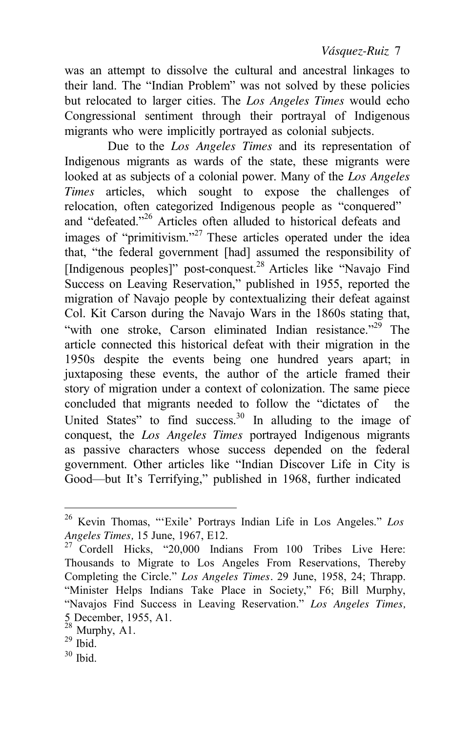was an attempt to dissolve the cultural and ancestral linkages to their land. The "Indian Problem" was not solved by these policies but relocated to larger cities. The *Los Angeles Times* would echo Congressional sentiment through their portrayal of Indigenous migrants who were implicitly portrayed as colonial subjects.

Due to the *Los Angeles Times* and its representation of Indigenous migrants as wards of the state, these migrants were looked at as subjects of a colonial power. Many of the *Los Angeles Times* articles, which sought to expose the challenges of relocation, often categorized Indigenous people as "conquered" and "defeated."[26] Articles often alluded to historical defeats and images of "primitivism."[27] These articles operated under the idea that, "the federal government [had] assumed the responsibility of [Indigenous peoples]" post-conquest.[28] Articles like "Navajo Find Success on Leaving Reservation," published in 1955, reported the migration of Navajo people by contextualizing their defeat against Col. Kit Carson during the Navajo Wars in the 1860s stating that, "with one stroke, Carson eliminated Indian resistance."[29] The article connected this historical defeat with their migration in the 1950s despite the events being one hundred years apart; in juxtaposing these events, the author of the article framed their story of migration under a context of colonization. The same piece concluded that migrants needed to follow the "dictates of the United States" to find success.[30] In alluding to the image of conquest, the *Los Angeles Times* portrayed Indigenous migrants as passive characters whose success depended on the federal government. Other articles like "Indian Discover Life in City is Good—but It's Terrifying," published in 1968, further indicated

---

[26] Kevin Thomas, "'Exile' Portrays Indian Life in Los Angeles." *Los Angeles Times,* 15 June, 1967, E12.

[27] Cordell Hicks, "20,000 Indians From 100 Tribes Live Here: Thousands to Migrate to Los Angeles From Reservations, Thereby Completing the Circle." *Los Angeles Times*. 29 June, 1958, 24; Thrapp. "Minister Helps Indians Take Place in Society," F6; Bill Murphy, "Navajos Find Success in Leaving Reservation." *Los Angeles Times,* 5 December, 1955, A1.

[28] Murphy, A1.

[29] Ibid.

[30] Ibid.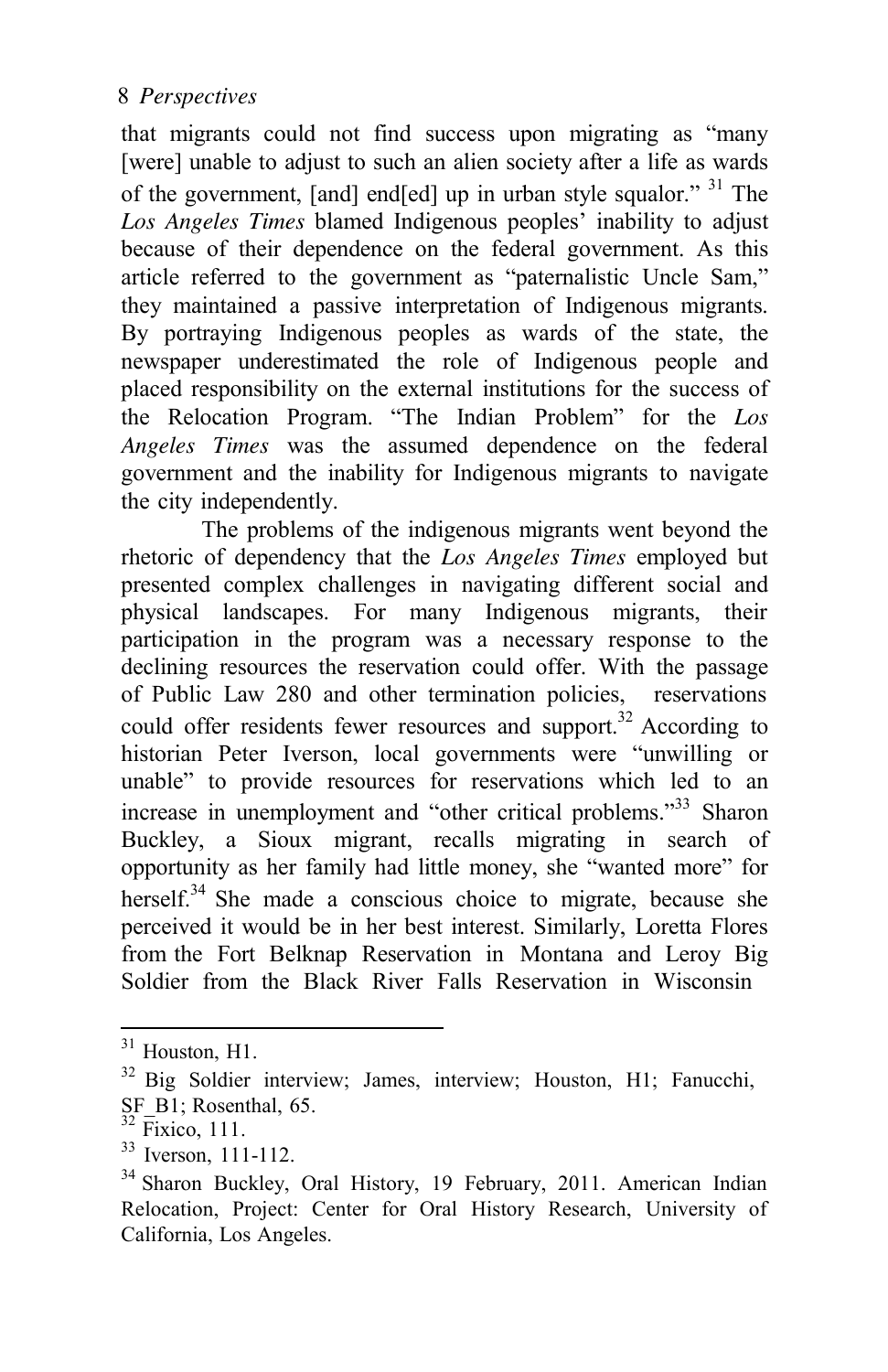that migrants could not find success upon migrating as "many [were] unable to adjust to such an alien society after a life as wards of the government, [and] end[ed] up in urban style squalor." [31] The *Los Angeles Times* blamed Indigenous peoples' inability to adjust because of their dependence on the federal government. As this article referred to the government as "paternalistic Uncle Sam," they maintained a passive interpretation of Indigenous migrants. By portraying Indigenous peoples as wards of the state, the newspaper underestimated the role of Indigenous people and placed responsibility on the external institutions for the success of the Relocation Program. "The Indian Problem" for the *Los Angeles Times* was the assumed dependence on the federal government and the inability for Indigenous migrants to navigate the city independently.

The problems of the indigenous migrants went beyond the rhetoric of dependency that the *Los Angeles Times* employed but presented complex challenges in navigating different social and physical landscapes. For many Indigenous migrants, their participation in the program was a necessary response to the declining resources the reservation could offer. With the passage of Public Law 280 and other termination policies, reservations could offer residents fewer resources and support.[32] According to historian Peter Iverson, local governments were "unwilling or unable" to provide resources for reservations which led to an increase in unemployment and "other critical problems."[33] Sharon Buckley, a Sioux migrant, recalls migrating in search of opportunity as her family had little money, she "wanted more" for herself.[34] She made a conscious choice to migrate, because she perceived it would be in her best interest. Similarly, Loretta Flores from the Fort Belknap Reservation in Montana and Leroy Big Soldier from the Black River Falls Reservation in Wisconsin

---

[31] Houston, H1.

[32] Big Soldier interview; James, interview; Houston, H1; Fanucchi, SF_B1; Rosenthal, 65.

[32] Fixico, 111.

[33] Iverson, 111-112.

[34] Sharon Buckley, Oral History, 19 February, 2011. American Indian Relocation, Project: Center for Oral History Research, University of California, Los Angeles.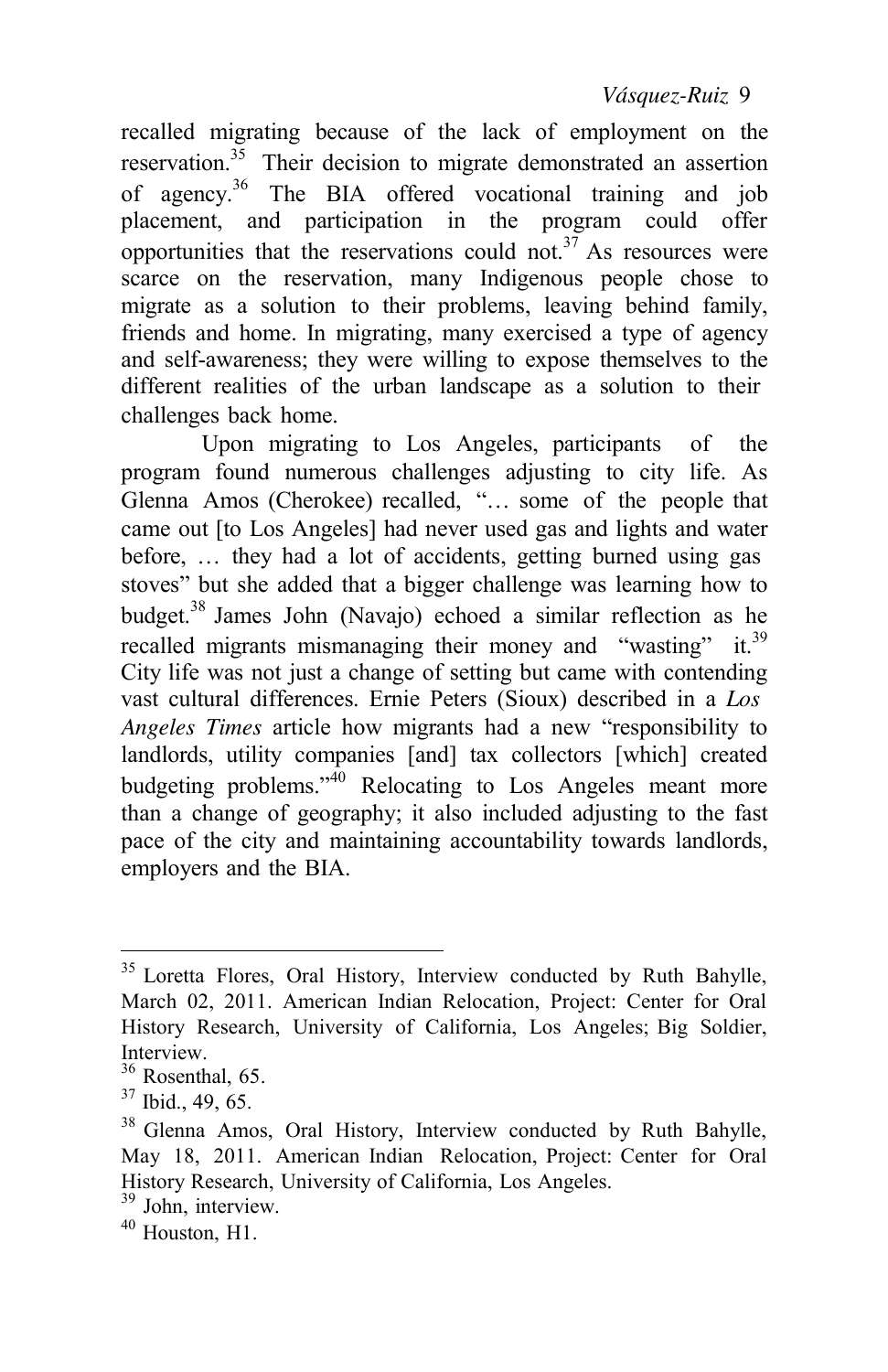recalled migrating because of the lack of employment on the reservation.[35] Their decision to migrate demonstrated an assertion of agency.[36] The BIA offered vocational training and job placement, and participation in the program could offer opportunities that the reservations could not.[37] As resources were scarce on the reservation, many Indigenous people chose to migrate as a solution to their problems, leaving behind family, friends and home. In migrating, many exercised a type of agency and self-awareness; they were willing to expose themselves to the different realities of the urban landscape as a solution to their challenges back home.

Upon migrating to Los Angeles, participants of the program found numerous challenges adjusting to city life. As Glenna Amos (Cherokee) recalled, "… some of the people that came out [to Los Angeles] had never used gas and lights and water before, … they had a lot of accidents, getting burned using gas stoves" but she added that a bigger challenge was learning how to budget.[38] James John (Navajo) echoed a similar reflection as he recalled migrants mismanaging their money and "wasting" it.[39] City life was not just a change of setting but came with contending vast cultural differences. Ernie Peters (Sioux) described in a *Los Angeles Times* article how migrants had a new "responsibility to landlords, utility companies [and] tax collectors [which] created budgeting problems."[40] Relocating to Los Angeles meant more than a change of geography; it also included adjusting to the fast pace of the city and maintaining accountability towards landlords, employers and the BIA.

---

[35] Loretta Flores, Oral History, Interview conducted by Ruth Bahylle, March 02, 2011. American Indian Relocation, Project: Center for Oral History Research, University of California, Los Angeles; Big Soldier, Interview.

[36] Rosenthal, 65.

[37] Ibid., 49, 65.

[38] Glenna Amos, Oral History, Interview conducted by Ruth Bahylle, May 18, 2011. American Indian Relocation, Project: Center for Oral History Research, University of California, Los Angeles.

[39] John, interview.

[40] Houston, H1.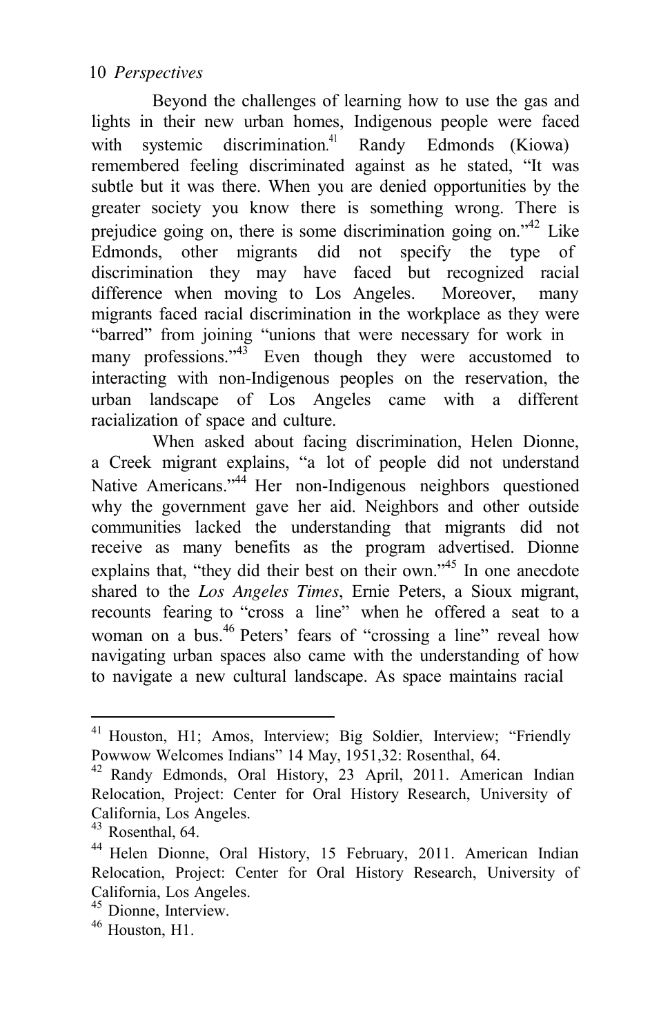Beyond the challenges of learning how to use the gas and lights in their new urban homes, Indigenous people were faced with systemic discrimination.[41] Randy Edmonds (Kiowa) remembered feeling discriminated against as he stated, "It was subtle but it was there. When you are denied opportunities by the greater society you know there is something wrong. There is prejudice going on, there is some discrimination going on."[42] Like Edmonds, other migrants did not specify the type of discrimination they may have faced but recognized racial difference when moving to Los Angeles. Moreover, many migrants faced racial discrimination in the workplace as they were "barred" from joining "unions that were necessary for work in many professions."[43] Even though they were accustomed to interacting with non-Indigenous peoples on the reservation, the urban landscape of Los Angeles came with a different racialization of space and culture.

When asked about facing discrimination, Helen Dionne, a Creek migrant explains, "a lot of people did not understand Native Americans."[44] Her non-Indigenous neighbors questioned why the government gave her aid. Neighbors and other outside communities lacked the understanding that migrants did not receive as many benefits as the program advertised. Dionne explains that, "they did their best on their own."[45] In one anecdote shared to the *Los Angeles Times*, Ernie Peters, a Sioux migrant, recounts fearing to "cross a line" when he offered a seat to a woman on a bus.[46] Peters' fears of "crossing a line" reveal how navigating urban spaces also came with the understanding of how to navigate a new cultural landscape. As space maintains racial

---

[41] Houston, H1; Amos, Interview; Big Soldier, Interview; "Friendly Powwow Welcomes Indians" 14 May, 1951,32: Rosenthal, 64.

[42] Randy Edmonds, Oral History, 23 April, 2011. American Indian Relocation, Project: Center for Oral History Research, University of California, Los Angeles.

[43] Rosenthal, 64.

[44] Helen Dionne, Oral History, 15 February, 2011. American Indian Relocation, Project: Center for Oral History Research, University of California, Los Angeles.

[45] Dionne, Interview.

[46] Houston, H1.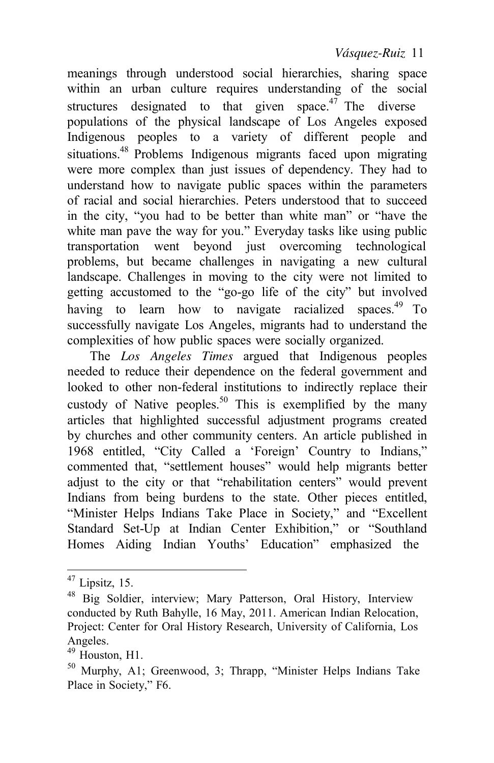meanings through understood social hierarchies, sharing space within an urban culture requires understanding of the social structures designated to that given space.[47] The diverse populations of the physical landscape of Los Angeles exposed Indigenous peoples to a variety of different people and situations.[48] Problems Indigenous migrants faced upon migrating were more complex than just issues of dependency. They had to understand how to navigate public spaces within the parameters of racial and social hierarchies. Peters understood that to succeed in the city, "you had to be better than white man" or "have the white man pave the way for you." Everyday tasks like using public transportation went beyond just overcoming technological problems, but became challenges in navigating a new cultural landscape. Challenges in moving to the city were not limited to getting accustomed to the "go-go life of the city" but involved having to learn how to navigate racialized spaces.[49] To successfully navigate Los Angeles, migrants had to understand the complexities of how public spaces were socially organized.

The *Los Angeles Times* argued that Indigenous peoples needed to reduce their dependence on the federal government and looked to other non-federal institutions to indirectly replace their custody of Native peoples.[50] This is exemplified by the many articles that highlighted successful adjustment programs created by churches and other community centers. An article published in 1968 entitled, "City Called a 'Foreign' Country to Indians," commented that, "settlement houses" would help migrants better adjust to the city or that "rehabilitation centers" would prevent Indians from being burdens to the state. Other pieces entitled, "Minister Helps Indians Take Place in Society," and "Excellent Standard Set-Up at Indian Center Exhibition," or "Southland Homes Aiding Indian Youths' Education" emphasized the

---

[47] Lipsitz, 15.

[48] Big Soldier, interview; Mary Patterson, Oral History, Interview conducted by Ruth Bahylle, 16 May, 2011. American Indian Relocation, Project: Center for Oral History Research, University of California, Los Angeles.

[49] Houston, H1.

[50] Murphy, A1; Greenwood, 3; Thrapp, "Minister Helps Indians Take Place in Society," F6.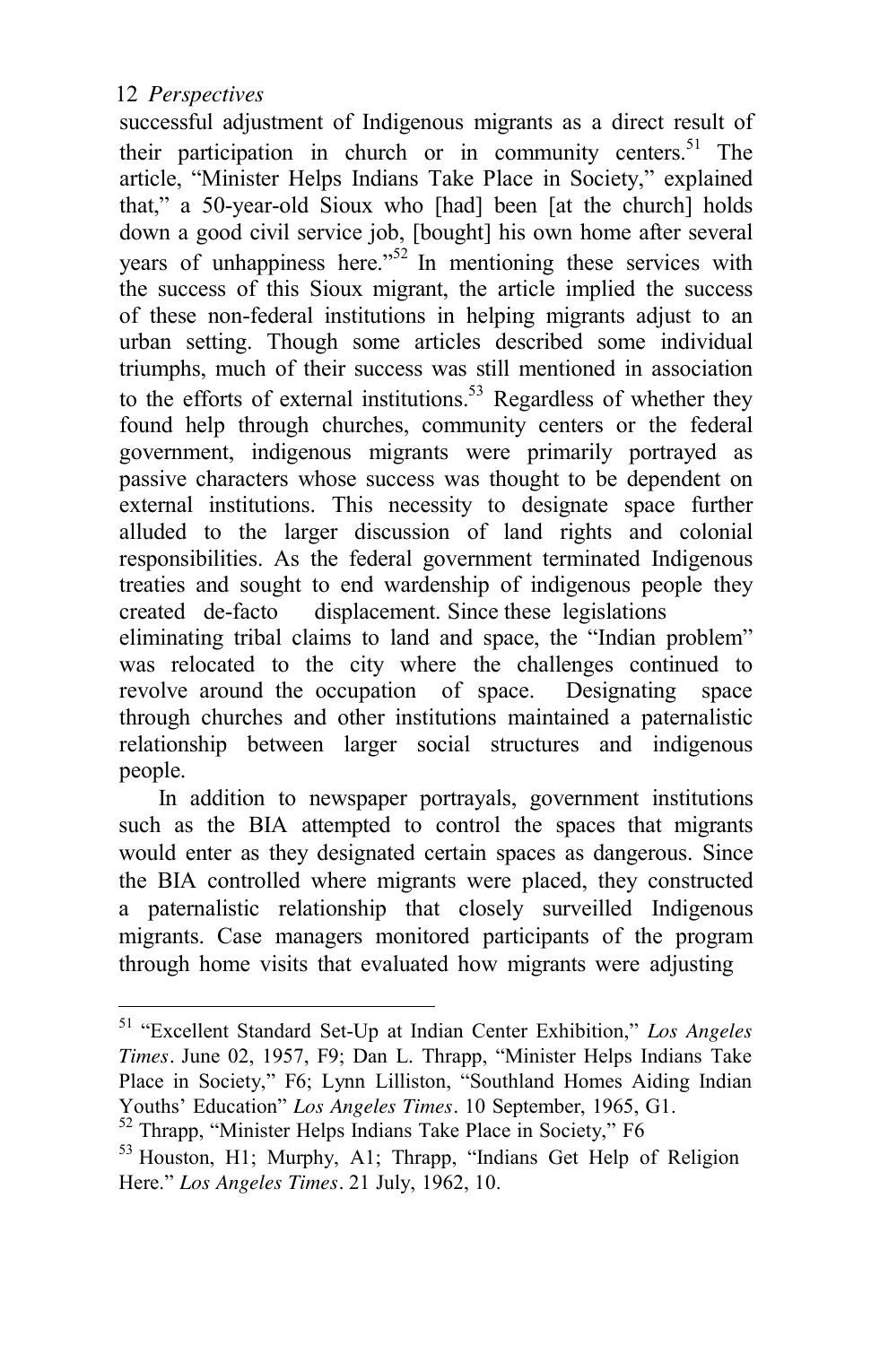successful adjustment of Indigenous migrants as a direct result of their participation in church or in community centers.[51] The article, "Minister Helps Indians Take Place in Society," explained that," a 50-year-old Sioux who [had] been [at the church] holds down a good civil service job, [bought] his own home after several years of unhappiness here."[52] In mentioning these services with the success of this Sioux migrant, the article implied the success of these non-federal institutions in helping migrants adjust to an urban setting. Though some articles described some individual triumphs, much of their success was still mentioned in association to the efforts of external institutions.[53] Regardless of whether they found help through churches, community centers or the federal government, indigenous migrants were primarily portrayed as passive characters whose success was thought to be dependent on external institutions. This necessity to designate space further alluded to the larger discussion of land rights and colonial responsibilities. As the federal government terminated Indigenous treaties and sought to end wardenship of indigenous people they created de-facto displacement. Since these legislations eliminating tribal claims to land and space, the "Indian problem" was relocated to the city where the challenges continued to revolve around the occupation of space. Designating space through churches and other institutions maintained a paternalistic relationship between larger social structures and indigenous people.

In addition to newspaper portrayals, government institutions such as the BIA attempted to control the spaces that migrants would enter as they designated certain spaces as dangerous. Since the BIA controlled where migrants were placed, they constructed a paternalistic relationship that closely surveilled Indigenous migrants. Case managers monitored participants of the program through home visits that evaluated how migrants were adjusting

---

[51] "Excellent Standard Set-Up at Indian Center Exhibition," *Los Angeles Times*. June 02, 1957, F9; Dan L. Thrapp, "Minister Helps Indians Take Place in Society," F6; Lynn Lilliston, "Southland Homes Aiding Indian Youths' Education" *Los Angeles Times*. 10 September, 1965, G1.

[52] Thrapp, "Minister Helps Indians Take Place in Society," F6

[53] Houston, H1; Murphy, A1; Thrapp, "Indians Get Help of Religion Here." *Los Angeles Times*. 21 July, 1962, 10.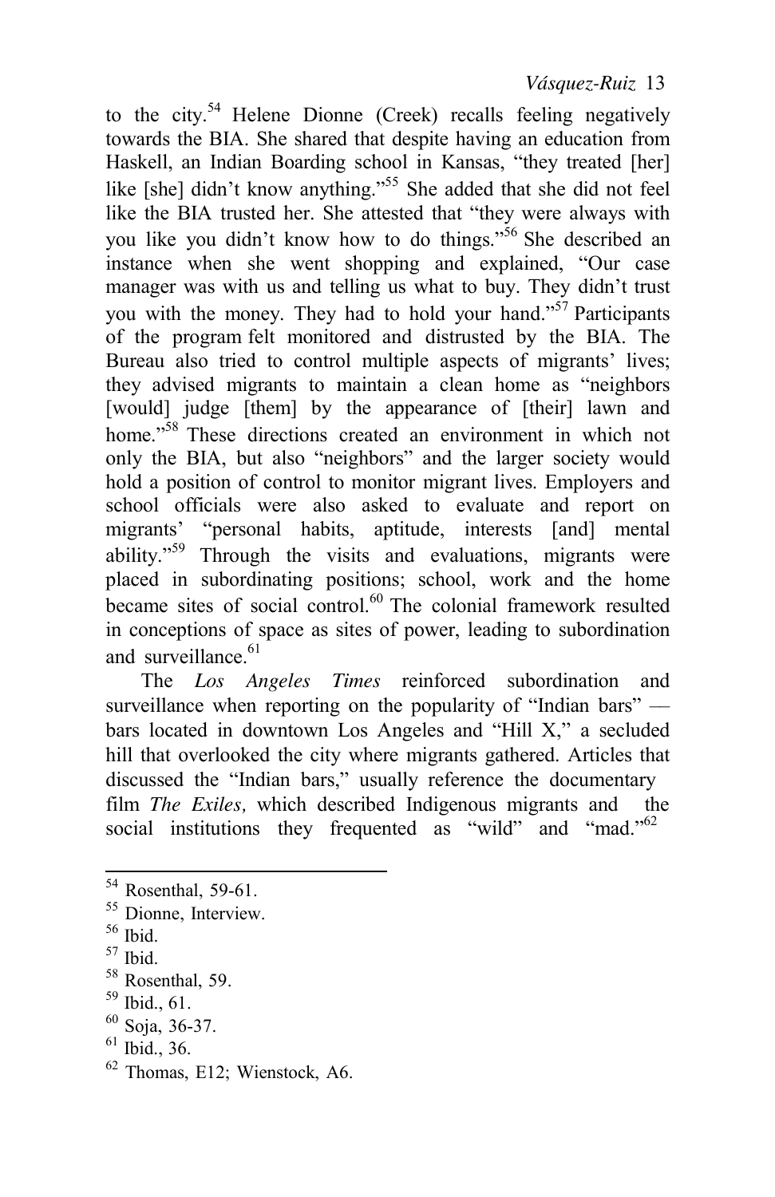to the city.[54] Helene Dionne (Creek) recalls feeling negatively towards the BIA. She shared that despite having an education from Haskell, an Indian Boarding school in Kansas, "they treated [her] like [she] didn't know anything."[55] She added that she did not feel like the BIA trusted her. She attested that "they were always with you like you didn't know how to do things."[56] She described an instance when she went shopping and explained, "Our case manager was with us and telling us what to buy. They didn't trust you with the money. They had to hold your hand."[57] Participants of the program felt monitored and distrusted by the BIA. The Bureau also tried to control multiple aspects of migrants' lives; they advised migrants to maintain a clean home as "neighbors [would] judge [them] by the appearance of [their] lawn and home."[58] These directions created an environment in which not only the BIA, but also "neighbors" and the larger society would hold a position of control to monitor migrant lives. Employers and school officials were also asked to evaluate and report on migrants' "personal habits, aptitude, interests [and] mental ability."[59] Through the visits and evaluations, migrants were placed in subordinating positions; school, work and the home became sites of social control.[60] The colonial framework resulted in conceptions of space as sites of power, leading to subordination and surveillance.[61]

The *Los Angeles Times* reinforced subordination and surveillance when reporting on the popularity of "Indian bars" — bars located in downtown Los Angeles and "Hill X," a secluded hill that overlooked the city where migrants gathered. Articles that discussed the "Indian bars," usually reference the documentary film *The Exiles,* which described Indigenous migrants and the social institutions they frequented as "wild" and "mad."[62]

---

[54] Rosenthal, 59-61.

[55] Dionne, Interview.

[56] Ibid.

[57] Ibid.

[58] Rosenthal, 59.

[59] Ibid., 61.

[60] Soja, 36-37.

[61] Ibid., 36.

[62] Thomas, E12; Wienstock, A6.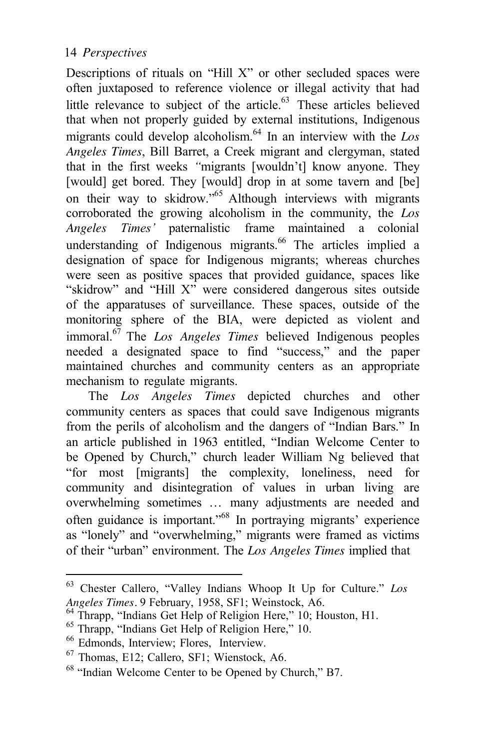Descriptions of rituals on "Hill X" or other secluded spaces were often juxtaposed to reference violence or illegal activity that had little relevance to subject of the article.[63] These articles believed that when not properly guided by external institutions, Indigenous migrants could develop alcoholism.[64] In an interview with the *Los Angeles Times*, Bill Barret, a Creek migrant and clergyman, stated that in the first weeks "migrants [wouldn't] know anyone. They [would] get bored. They [would] drop in at some tavern and [be] on their way to skidrow."[65] Although interviews with migrants corroborated the growing alcoholism in the community, the *Los Angeles Times'* paternalistic frame maintained a colonial understanding of Indigenous migrants.[66] The articles implied a designation of space for Indigenous migrants; whereas churches were seen as positive spaces that provided guidance, spaces like "skidrow" and "Hill X" were considered dangerous sites outside of the apparatuses of surveillance. These spaces, outside of the monitoring sphere of the BIA, were depicted as violent and immoral.[67] The *Los Angeles Times* believed Indigenous peoples needed a designated space to find "success," and the paper maintained churches and community centers as an appropriate mechanism to regulate migrants.

The *Los Angeles Times* depicted churches and other community centers as spaces that could save Indigenous migrants from the perils of alcoholism and the dangers of "Indian Bars." In an article published in 1963 entitled, "Indian Welcome Center to be Opened by Church," church leader William Ng believed that "for most [migrants] the complexity, loneliness, need for community and disintegration of values in urban living are overwhelming sometimes … many adjustments are needed and often guidance is important."[68] In portraying migrants' experience as "lonely" and "overwhelming," migrants were framed as victims of their "urban" environment. The *Los Angeles Times* implied that

---

[63] Chester Callero, "Valley Indians Whoop It Up for Culture." *Los Angeles Times*. 9 February, 1958, SF1; Weinstock, A6.

[64] Thrapp, "Indians Get Help of Religion Here," 10; Houston, H1.

[65] Thrapp, "Indians Get Help of Religion Here," 10.

[66] Edmonds, Interview; Flores, Interview.

[67] Thomas, E12; Callero, SF1; Wienstock, A6.

[68] "Indian Welcome Center to be Opened by Church," B7.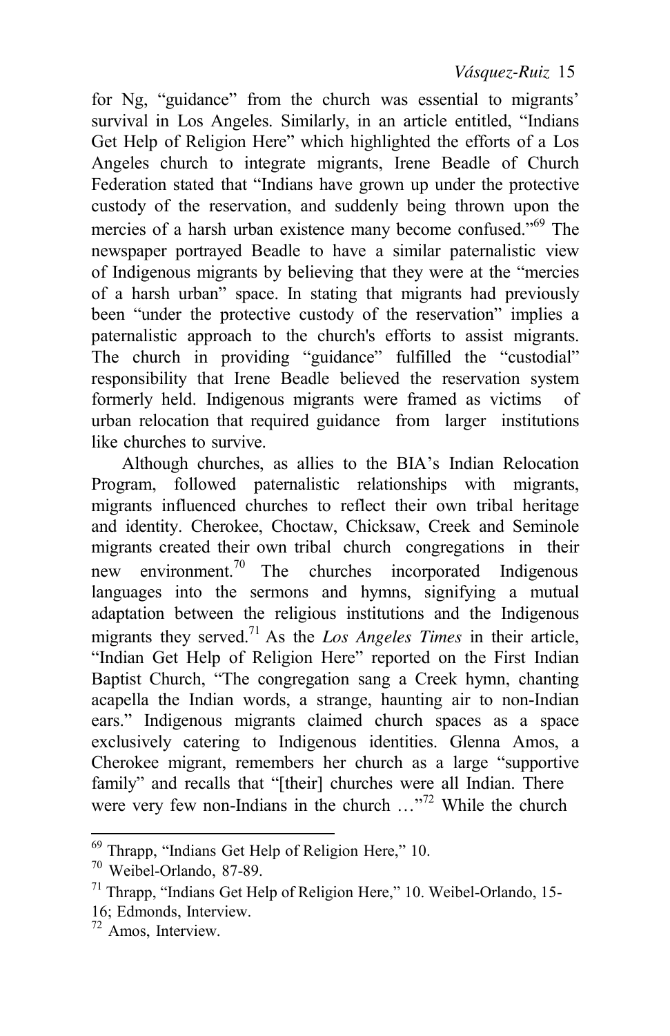for Ng, "guidance" from the church was essential to migrants' survival in Los Angeles. Similarly, in an article entitled, "Indians Get Help of Religion Here" which highlighted the efforts of a Los Angeles church to integrate migrants, Irene Beadle of Church Federation stated that "Indians have grown up under the protective custody of the reservation, and suddenly being thrown upon the mercies of a harsh urban existence many become confused."[69] The newspaper portrayed Beadle to have a similar paternalistic view of Indigenous migrants by believing that they were at the "mercies of a harsh urban" space. In stating that migrants had previously been "under the protective custody of the reservation" implies a paternalistic approach to the church's efforts to assist migrants. The church in providing "guidance" fulfilled the "custodial" responsibility that Irene Beadle believed the reservation system formerly held. Indigenous migrants were framed as victims of urban relocation that required guidance from larger institutions like churches to survive.

Although churches, as allies to the BIA's Indian Relocation Program, followed paternalistic relationships with migrants, migrants influenced churches to reflect their own tribal heritage and identity. Cherokee, Choctaw, Chickasaw, Creek and Seminole migrants created their own tribal church congregations in their new environment.[70] The churches incorporated Indigenous languages into the sermons and hymns, signifying a mutual adaptation between the religious institutions and the Indigenous migrants they served.[71] As the *Los Angeles Times* in their article, "Indian Get Help of Religion Here" reported on the First Indian Baptist Church, "The congregation sang a Creek hymn, chanting acapella the Indian words, a strange, haunting air to non-Indian ears." Indigenous migrants claimed church spaces as a space exclusively catering to Indigenous identities. Glenna Amos, a Cherokee migrant, remembers her church as a large "supportive family" and recalls that "[their] churches were all Indian. There were very few non-Indians in the church …"[72] While the church

---

[69] Thrapp, "Indians Get Help of Religion Here," 10.

[70] Weibel-Orlando, 87-89.

[71] Thrapp, "Indians Get Help of Religion Here," 10. Weibel-Orlando, 15-16; Edmonds, Interview.

[72] Amos, Interview.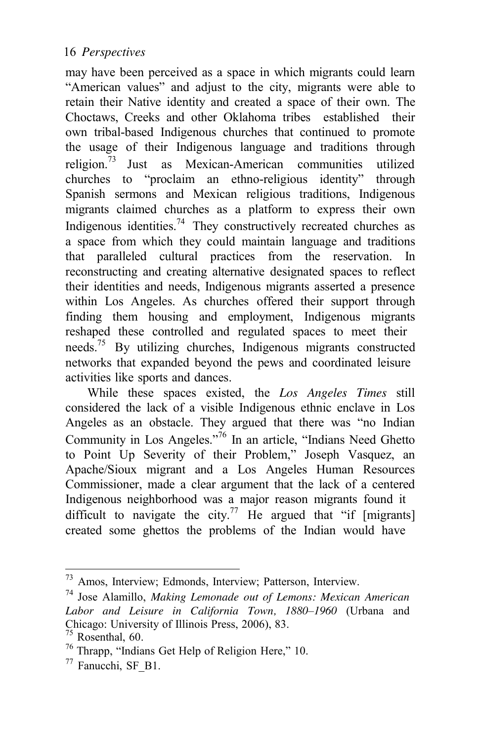may have been perceived as a space in which migrants could learn "American values" and adjust to the city, migrants were able to retain their Native identity and created a space of their own. The Choctaws, Creeks and other Oklahoma tribes established their own tribal-based Indigenous churches that continued to promote the usage of their Indigenous language and traditions through religion.[73] Just as Mexican-American communities utilized churches to "proclaim an ethno-religious identity" through Spanish sermons and Mexican religious traditions, Indigenous migrants claimed churches as a platform to express their own Indigenous identities.[74] They constructively recreated churches as a space from which they could maintain language and traditions that paralleled cultural practices from the reservation. In reconstructing and creating alternative designated spaces to reflect their identities and needs, Indigenous migrants asserted a presence within Los Angeles. As churches offered their support through finding them housing and employment, Indigenous migrants reshaped these controlled and regulated spaces to meet their needs.[75] By utilizing churches, Indigenous migrants constructed networks that expanded beyond the pews and coordinated leisure activities like sports and dances.

While these spaces existed, the *Los Angeles Times* still considered the lack of a visible Indigenous ethnic enclave in Los Angeles as an obstacle. They argued that there was "no Indian Community in Los Angeles."[76] In an article, "Indians Need Ghetto to Point Up Severity of their Problem," Joseph Vasquez, an Apache/Sioux migrant and a Los Angeles Human Resources Commissioner, made a clear argument that the lack of a centered Indigenous neighborhood was a major reason migrants found it difficult to navigate the city.[77] He argued that "if [migrants] created some ghettos the problems of the Indian would have

---

[73] Amos, Interview; Edmonds, Interview; Patterson, Interview.

[74] Jose Alamillo, *Making Lemonade out of Lemons: Mexican American Labor and Leisure in California Town, 1880–1960* (Urbana and Chicago: University of Illinois Press, 2006), 83.

[75] Rosenthal, 60.

[76] Thrapp, "Indians Get Help of Religion Here," 10.

[77] Fanucchi, SF_B1.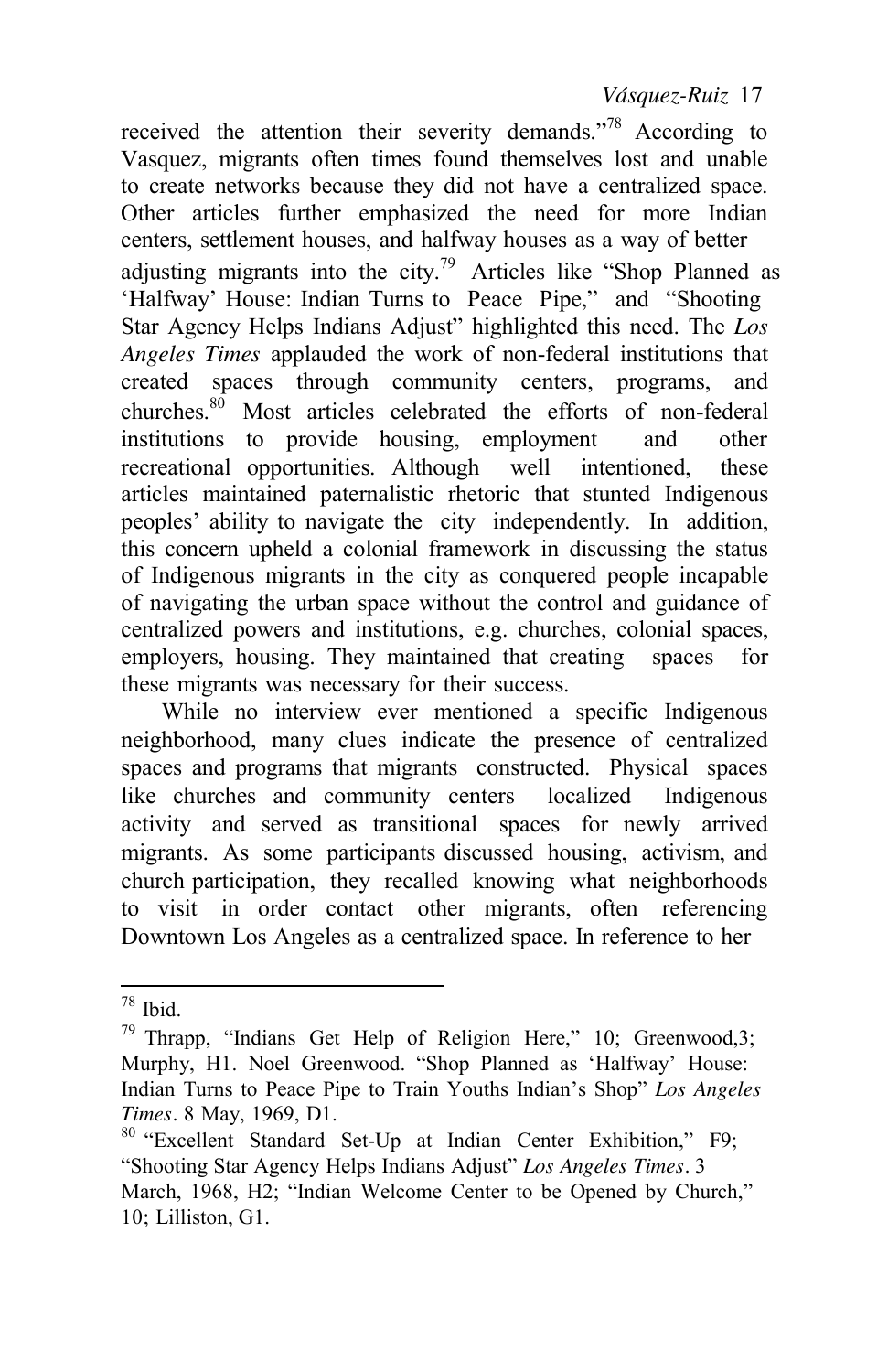received the attention their severity demands."[78] According to Vasquez, migrants often times found themselves lost and unable to create networks because they did not have a centralized space. Other articles further emphasized the need for more Indian centers, settlement houses, and halfway houses as a way of better adjusting migrants into the city.[79] Articles like "Shop Planned as 'Halfway' House: Indian Turns to Peace Pipe," and "Shooting Star Agency Helps Indians Adjust" highlighted this need. The *Los Angeles Times* applauded the work of non-federal institutions that created spaces through community centers, programs, and churches.[80] Most articles celebrated the efforts of non-federal institutions to provide housing, employment and other recreational opportunities. Although well intentioned, these articles maintained paternalistic rhetoric that stunted Indigenous peoples' ability to navigate the city independently. In addition, this concern upheld a colonial framework in discussing the status of Indigenous migrants in the city as conquered people incapable of navigating the urban space without the control and guidance of centralized powers and institutions, e.g. churches, colonial spaces, employers, housing. They maintained that creating spaces for these migrants was necessary for their success.

While no interview ever mentioned a specific Indigenous neighborhood, many clues indicate the presence of centralized spaces and programs that migrants constructed. Physical spaces like churches and community centers localized Indigenous activity and served as transitional spaces for newly arrived migrants. As some participants discussed housing, activism, and church participation, they recalled knowing what neighborhoods to visit in order contact other migrants, often referencing Downtown Los Angeles as a centralized space. In reference to her

---

[78] Ibid.

[79] Thrapp, "Indians Get Help of Religion Here," 10; Greenwood,3; Murphy, H1. Noel Greenwood. "Shop Planned as 'Halfway' House: Indian Turns to Peace Pipe to Train Youths Indian's Shop" *Los Angeles Times*. 8 May, 1969, D1.

[80] "Excellent Standard Set-Up at Indian Center Exhibition," F9; "Shooting Star Agency Helps Indians Adjust" *Los Angeles Times*. 3 March, 1968, H2; "Indian Welcome Center to be Opened by Church," 10; Lilliston, G1.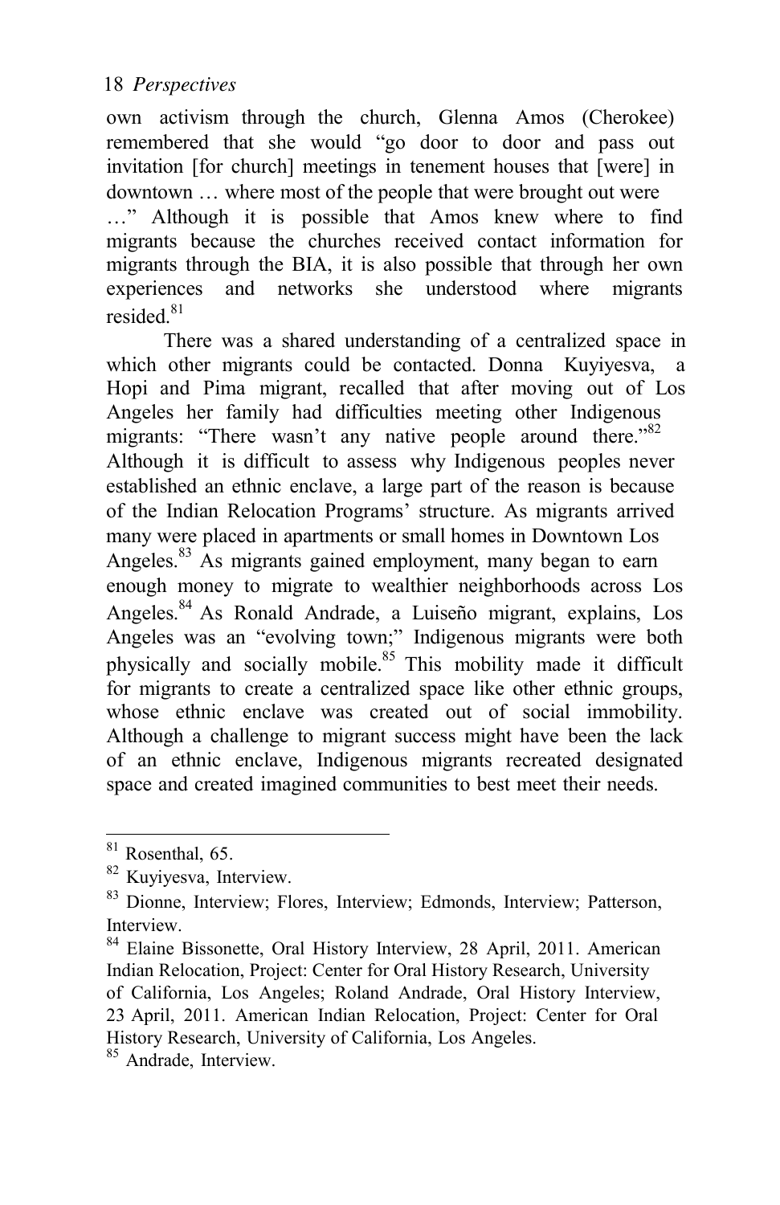own activism through the church, Glenna Amos (Cherokee) remembered that she would "go door to door and pass out invitation [for church] meetings in tenement houses that [were] in downtown … where most of the people that were brought out were …" Although it is possible that Amos knew where to find migrants because the churches received contact information for migrants through the BIA, it is also possible that through her own experiences and networks she understood where migrants resided.[81]

There was a shared understanding of a centralized space in which other migrants could be contacted. Donna Kuyiyesva, a Hopi and Pima migrant, recalled that after moving out of Los Angeles her family had difficulties meeting other Indigenous migrants: "There wasn't any native people around there."[82] Although it is difficult to assess why Indigenous peoples never established an ethnic enclave, a large part of the reason is because of the Indian Relocation Programs' structure. As migrants arrived many were placed in apartments or small homes in Downtown Los Angeles.[83] As migrants gained employment, many began to earn enough money to migrate to wealthier neighborhoods across Los Angeles.[84] As Ronald Andrade, a Luiseño migrant, explains, Los Angeles was an "evolving town;" Indigenous migrants were both physically and socially mobile.[85] This mobility made it difficult for migrants to create a centralized space like other ethnic groups, whose ethnic enclave was created out of social immobility. Although a challenge to migrant success might have been the lack of an ethnic enclave, Indigenous migrants recreated designated space and created imagined communities to best meet their needs.

---

[81] Rosenthal, 65.

[82] Kuyiyesva, Interview.

[83] Dionne, Interview; Flores, Interview; Edmonds, Interview; Patterson, Interview.

[84] Elaine Bissonette, Oral History Interview, 28 April, 2011. American Indian Relocation, Project: Center for Oral History Research, University of California, Los Angeles; Roland Andrade, Oral History Interview, 23 April, 2011. American Indian Relocation, Project: Center for Oral History Research, University of California, Los Angeles.

[85] Andrade, Interview.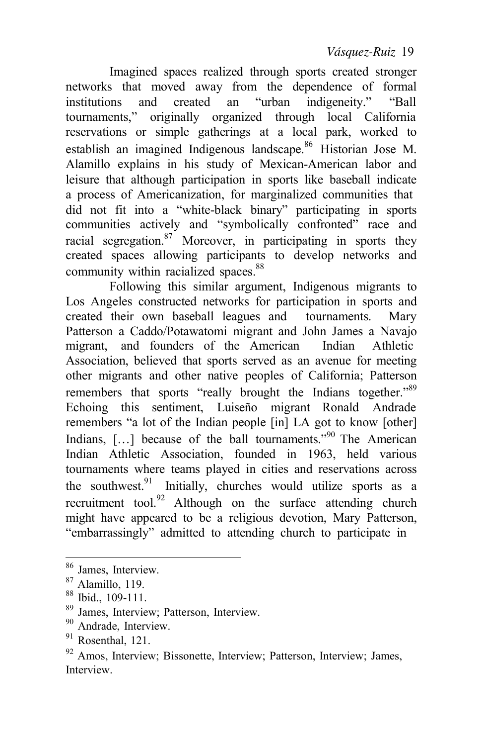Imagined spaces realized through sports created stronger networks that moved away from the dependence of formal institutions and created an "urban indigeneity." "Ball tournaments," originally organized through local California reservations or simple gatherings at a local park, worked to establish an imagined Indigenous landscape.[86] Historian Jose M. Alamillo explains in his study of Mexican-American labor and leisure that although participation in sports like baseball indicate a process of Americanization, for marginalized communities that did not fit into a "white-black binary" participating in sports communities actively and "symbolically confronted" race and racial segregation.[87] Moreover, in participating in sports they created spaces allowing participants to develop networks and community within racialized spaces.[88]

Following this similar argument, Indigenous migrants to Los Angeles constructed networks for participation in sports and created their own baseball leagues and tournaments. Mary Patterson a Caddo/Potawatomi migrant and John James a Navajo migrant, and founders of the American Indian Athletic Association, believed that sports served as an avenue for meeting other migrants and other native peoples of California; Patterson remembers that sports "really brought the Indians together."[89] Echoing this sentiment, Luiseño migrant Ronald Andrade remembers "a lot of the Indian people [in] LA got to know [other] Indians, […] because of the ball tournaments."[90] The American Indian Athletic Association, founded in 1963, held various tournaments where teams played in cities and reservations across the southwest.[91] Initially, churches would utilize sports as a recruitment tool.[92] Although on the surface attending church might have appeared to be a religious devotion, Mary Patterson, "embarrassingly" admitted to attending church to participate in

---

[86] James, Interview.

[87] Alamillo, 119.

[88] Ibid., 109-111.

[89] James, Interview; Patterson, Interview.

[90] Andrade, Interview.

[91] Rosenthal, 121.

[92] Amos, Interview; Bissonette, Interview; Patterson, Interview; James, Interview.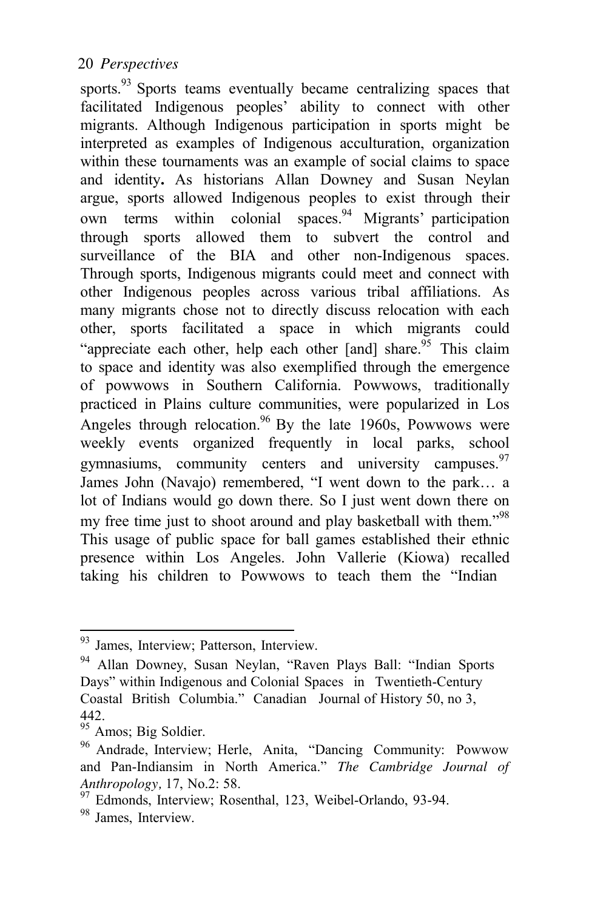sports.[93] Sports teams eventually became centralizing spaces that facilitated Indigenous peoples' ability to connect with other migrants. Although Indigenous participation in sports might be interpreted as examples of Indigenous acculturation, organization within these tournaments was an example of social claims to space and identity**.** As historians Allan Downey and Susan Neylan argue, sports allowed Indigenous peoples to exist through their own terms within colonial spaces.[94] Migrants' participation through sports allowed them to subvert the control and surveillance of the BIA and other non-Indigenous spaces. Through sports, Indigenous migrants could meet and connect with other Indigenous peoples across various tribal affiliations. As many migrants chose not to directly discuss relocation with each other, sports facilitated a space in which migrants could "appreciate each other, help each other [and] share.[95] This claim to space and identity was also exemplified through the emergence of powwows in Southern California. Powwows, traditionally practiced in Plains culture communities, were popularized in Los Angeles through relocation.[96] By the late 1960s, Powwows were weekly events organized frequently in local parks, school gymnasiums, community centers and university campuses.[97] James John (Navajo) remembered, "I went down to the park… a lot of Indians would go down there. So I just went down there on my free time just to shoot around and play basketball with them."[98] This usage of public space for ball games established their ethnic presence within Los Angeles. John Vallerie (Kiowa) recalled taking his children to Powwows to teach them the "Indian

---

[93] James, Interview; Patterson, Interview.

[94] Allan Downey, Susan Neylan, "Raven Plays Ball: "Indian Sports Days" within Indigenous and Colonial Spaces in Twentieth-Century Coastal British Columbia." Canadian Journal of History 50, no 3, 442.

[95] Amos; Big Soldier.

[96] Andrade, Interview; Herle, Anita, "Dancing Community: Powwow and Pan-Indiansim in North America." *The Cambridge Journal of Anthropology,* 17, No.2: 58.

[97] Edmonds, Interview; Rosenthal, 123, Weibel-Orlando, 93-94.

[98] James, Interview.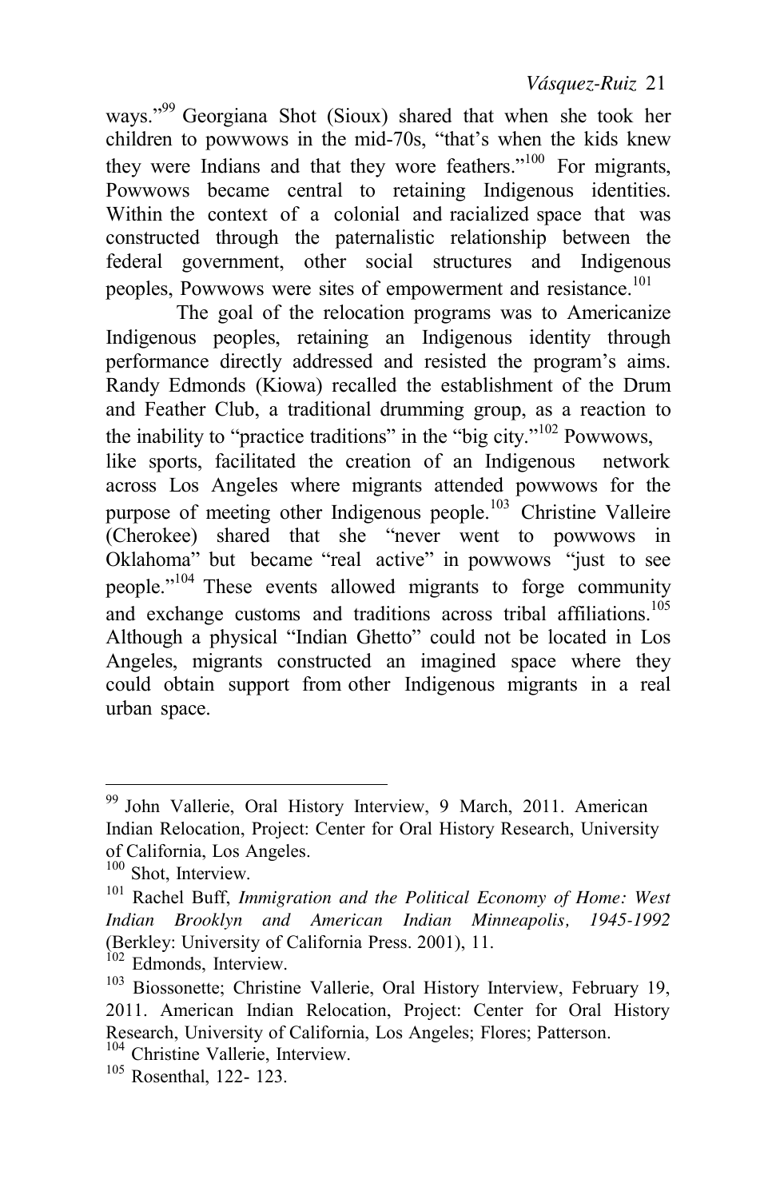ways."[99] Georgiana Shot (Sioux) shared that when she took her children to powwows in the mid-70s, "that's when the kids knew they were Indians and that they wore feathers."[100] For migrants, Powwows became central to retaining Indigenous identities. Within the context of a colonial and racialized space that was constructed through the paternalistic relationship between the federal government, other social structures and Indigenous peoples, Powwows were sites of empowerment and resistance.[101]

The goal of the relocation programs was to Americanize Indigenous peoples, retaining an Indigenous identity through performance directly addressed and resisted the program's aims. Randy Edmonds (Kiowa) recalled the establishment of the Drum and Feather Club, a traditional drumming group, as a reaction to the inability to "practice traditions" in the "big city."[102] Powwows, like sports, facilitated the creation of an Indigenous network across Los Angeles where migrants attended powwows for the purpose of meeting other Indigenous people.[103] Christine Valleire (Cherokee) shared that she "never went to powwows in Oklahoma" but became "real active" in powwows "just to see people."[104] These events allowed migrants to forge community and exchange customs and traditions across tribal affiliations.[105] Although a physical "Indian Ghetto" could not be located in Los Angeles, migrants constructed an imagined space where they could obtain support from other Indigenous migrants in a real urban space.

---

[99] John Vallerie, Oral History Interview, 9 March, 2011. American Indian Relocation, Project: Center for Oral History Research, University of California, Los Angeles.

[100] Shot, Interview.

[101] Rachel Buff, *Immigration and the Political Economy of Home: West Indian Brooklyn and American Indian Minneapolis, 1945-1992* (Berkley: University of California Press. 2001), 11.

[102] Edmonds, Interview.

[103] Biossonette; Christine Vallerie, Oral History Interview, February 19, 2011. American Indian Relocation, Project: Center for Oral History Research, University of California, Los Angeles; Flores; Patterson.

[104] Christine Vallerie, Interview.

[105] Rosenthal, 122- 123.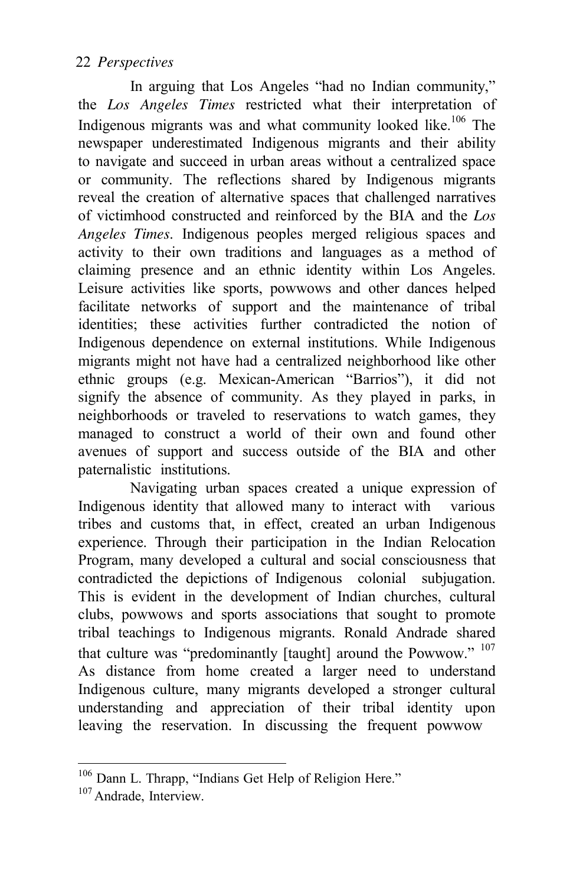In arguing that Los Angeles "had no Indian community," the *Los Angeles Times* restricted what their interpretation of Indigenous migrants was and what community looked like.[106] The newspaper underestimated Indigenous migrants and their ability to navigate and succeed in urban areas without a centralized space or community. The reflections shared by Indigenous migrants reveal the creation of alternative spaces that challenged narratives of victimhood constructed and reinforced by the BIA and the *Los Angeles Times*. Indigenous peoples merged religious spaces and activity to their own traditions and languages as a method of claiming presence and an ethnic identity within Los Angeles. Leisure activities like sports, powwows and other dances helped facilitate networks of support and the maintenance of tribal identities; these activities further contradicted the notion of Indigenous dependence on external institutions. While Indigenous migrants might not have had a centralized neighborhood like other ethnic groups (e.g. Mexican-American "Barrios"), it did not signify the absence of community. As they played in parks, in neighborhoods or traveled to reservations to watch games, they managed to construct a world of their own and found other avenues of support and success outside of the BIA and other paternalistic institutions.

Navigating urban spaces created a unique expression of Indigenous identity that allowed many to interact with various tribes and customs that, in effect, created an urban Indigenous experience. Through their participation in the Indian Relocation Program, many developed a cultural and social consciousness that contradicted the depictions of Indigenous colonial subjugation. This is evident in the development of Indian churches, cultural clubs, powwows and sports associations that sought to promote tribal teachings to Indigenous migrants. Ronald Andrade shared that culture was "predominantly [taught] around the Powwow." [107] As distance from home created a larger need to understand Indigenous culture, many migrants developed a stronger cultural understanding and appreciation of their tribal identity upon leaving the reservation. In discussing the frequent powwow

---

[106] Dann L. Thrapp, "Indians Get Help of Religion Here."

[107] Andrade, Interview.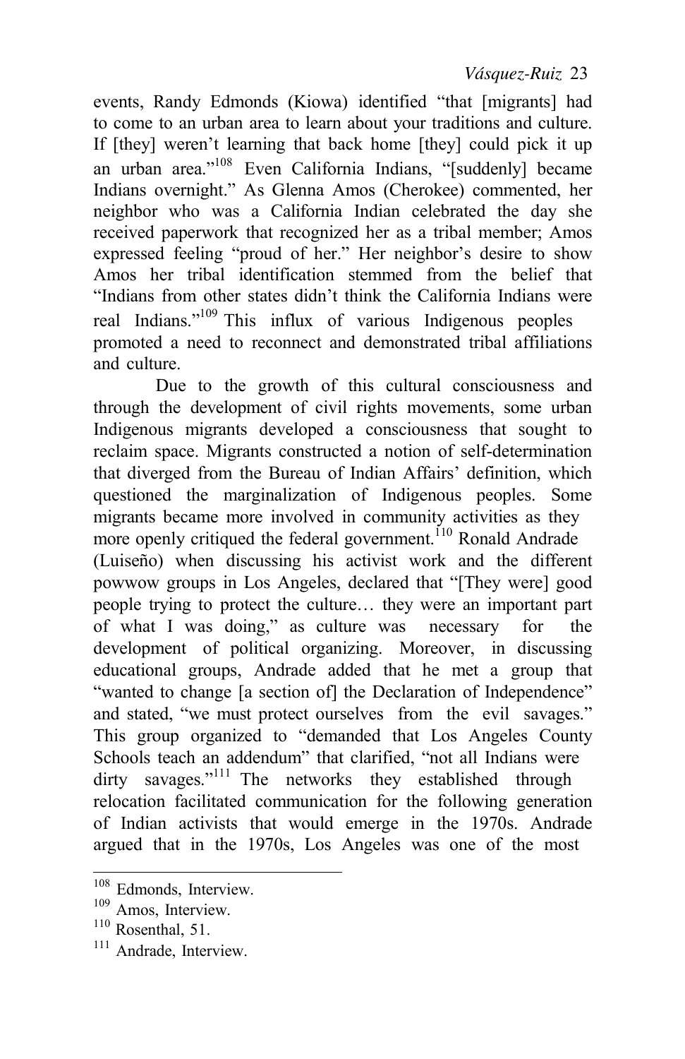events, Randy Edmonds (Kiowa) identified "that [migrants] had to come to an urban area to learn about your traditions and culture. If [they] weren't learning that back home [they] could pick it up an urban area."[108] Even California Indians, "[suddenly] became Indians overnight." As Glenna Amos (Cherokee) commented, her neighbor who was a California Indian celebrated the day she received paperwork that recognized her as a tribal member; Amos expressed feeling "proud of her." Her neighbor's desire to show Amos her tribal identification stemmed from the belief that "Indians from other states didn't think the California Indians were real Indians."[109] This influx of various Indigenous peoples promoted a need to reconnect and demonstrated tribal affiliations and culture.

Due to the growth of this cultural consciousness and through the development of civil rights movements, some urban Indigenous migrants developed a consciousness that sought to reclaim space. Migrants constructed a notion of self-determination that diverged from the Bureau of Indian Affairs' definition, which questioned the marginalization of Indigenous peoples. Some migrants became more involved in community activities as they more openly critiqued the federal government.[110] Ronald Andrade (Luiseño) when discussing his activist work and the different powwow groups in Los Angeles, declared that "[They were] good people trying to protect the culture… they were an important part of what I was doing," as culture was necessary for the development of political organizing. Moreover, in discussing educational groups, Andrade added that he met a group that "wanted to change [a section of] the Declaration of Independence" and stated, "we must protect ourselves from the evil savages." This group organized to "demanded that Los Angeles County Schools teach an addendum" that clarified, "not all Indians were dirty savages."[111] The networks they established through relocation facilitated communication for the following generation of Indian activists that would emerge in the 1970s. Andrade argued that in the 1970s, Los Angeles was one of the most

---

[108] Edmonds, Interview.

[109] Amos, Interview.

[110] Rosenthal, 51.

[111] Andrade, Interview.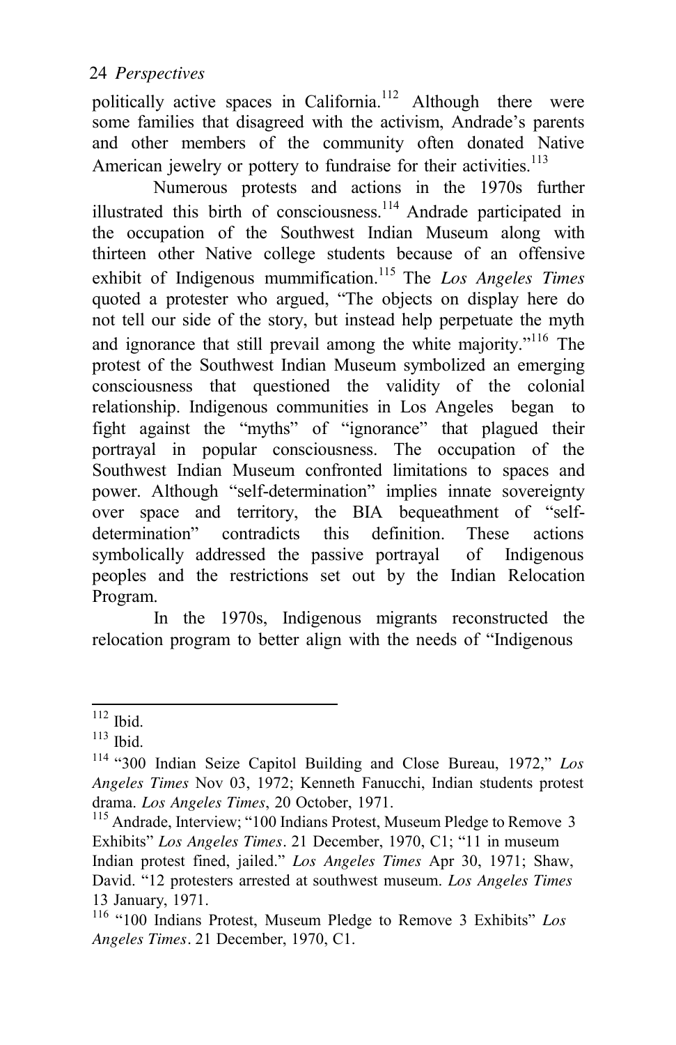politically active spaces in California.[112] Although there were some families that disagreed with the activism, Andrade's parents and other members of the community often donated Native American jewelry or pottery to fundraise for their activities.[113]

Numerous protests and actions in the 1970s further illustrated this birth of consciousness.[114] Andrade participated in the occupation of the Southwest Indian Museum along with thirteen other Native college students because of an offensive exhibit of Indigenous mummification.[115] The *Los Angeles Times* quoted a protester who argued, "The objects on display here do not tell our side of the story, but instead help perpetuate the myth and ignorance that still prevail among the white majority."[116] The protest of the Southwest Indian Museum symbolized an emerging consciousness that questioned the validity of the colonial relationship. Indigenous communities in Los Angeles began to fight against the "myths" of "ignorance" that plagued their portrayal in popular consciousness. The occupation of the Southwest Indian Museum confronted limitations to spaces and power. Although "self-determination" implies innate sovereignty over space and territory, the BIA bequeathment of "self-determination" contradicts this definition. These actions symbolically addressed the passive portrayal of Indigenous peoples and the restrictions set out by the Indian Relocation Program.

In the 1970s, Indigenous migrants reconstructed the relocation program to better align with the needs of "Indigenous

---

[112] Ibid.

[113] Ibid.

[114] "300 Indian Seize Capitol Building and Close Bureau, 1972," *Los Angeles Times* Nov 03, 1972; Kenneth Fanucchi, Indian students protest drama. *Los Angeles Times*, 20 October, 1971.

[115] Andrade, Interview; "100 Indians Protest, Museum Pledge to Remove 3 Exhibits" *Los Angeles Times*. 21 December, 1970, C1; "11 in museum Indian protest fined, jailed." *Los Angeles Times* Apr 30, 1971; Shaw, David. "12 protesters arrested at southwest museum. *Los Angeles Times* 13 January, 1971.

[116] "100 Indians Protest, Museum Pledge to Remove 3 Exhibits" *Los Angeles Times*. 21 December, 1970, C1.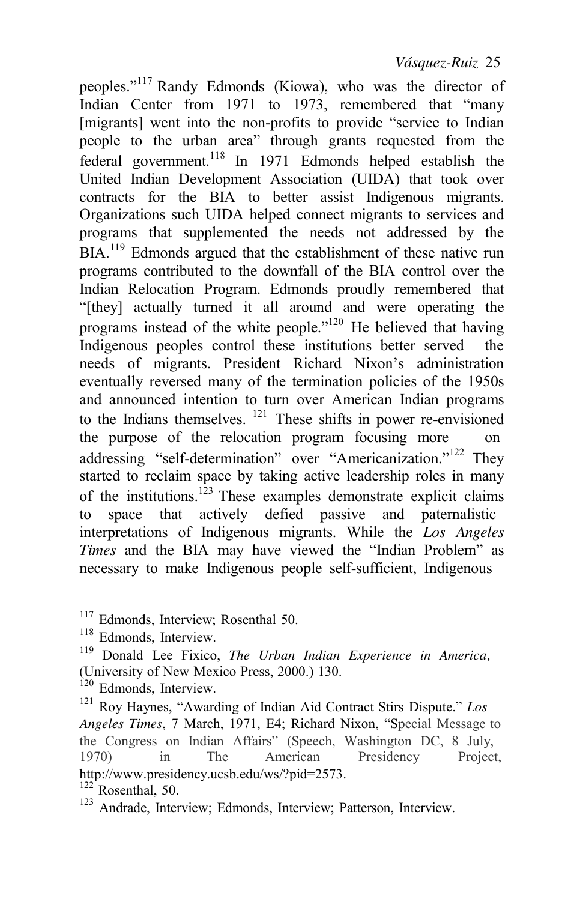peoples."[117] Randy Edmonds (Kiowa), who was the director of Indian Center from 1971 to 1973, remembered that "many [migrants] went into the non-profits to provide "service to Indian people to the urban area" through grants requested from the federal government.[118] In 1971 Edmonds helped establish the United Indian Development Association (UIDA) that took over contracts for the BIA to better assist Indigenous migrants. Organizations such UIDA helped connect migrants to services and programs that supplemented the needs not addressed by the BIA.[119] Edmonds argued that the establishment of these native run programs contributed to the downfall of the BIA control over the Indian Relocation Program. Edmonds proudly remembered that "[they] actually turned it all around and were operating the programs instead of the white people."[120] He believed that having Indigenous peoples control these institutions better served the needs of migrants. President Richard Nixon's administration eventually reversed many of the termination policies of the 1950s and announced intention to turn over American Indian programs to the Indians themselves. [121] These shifts in power re-envisioned the purpose of the relocation program focusing more on addressing "self-determination" over "Americanization."[122] They started to reclaim space by taking active leadership roles in many of the institutions.[123] These examples demonstrate explicit claims to space that actively defied passive and paternalistic interpretations of Indigenous migrants. While the *Los Angeles Times* and the BIA may have viewed the "Indian Problem" as necessary to make Indigenous people self-sufficient, Indigenous

---

[117] Edmonds, Interview; Rosenthal 50.

[118] Edmonds, Interview.

[119] Donald Lee Fixico, *The Urban Indian Experience in America,* (University of New Mexico Press, 2000.) 130.

[120] Edmonds, Interview.

[121] Roy Haynes, "Awarding of Indian Aid Contract Stirs Dispute." *Los Angeles Times*, 7 March, 1971, E4; Richard Nixon, "Special Message to the Congress on Indian Affairs" (Speech, Washington DC, 8 July, 1970) in The American Presidency Project, http://www.presidency.ucsb.edu/ws/?pid=2573.

[122] Rosenthal, 50.

[123] Andrade, Interview; Edmonds, Interview; Patterson, Interview.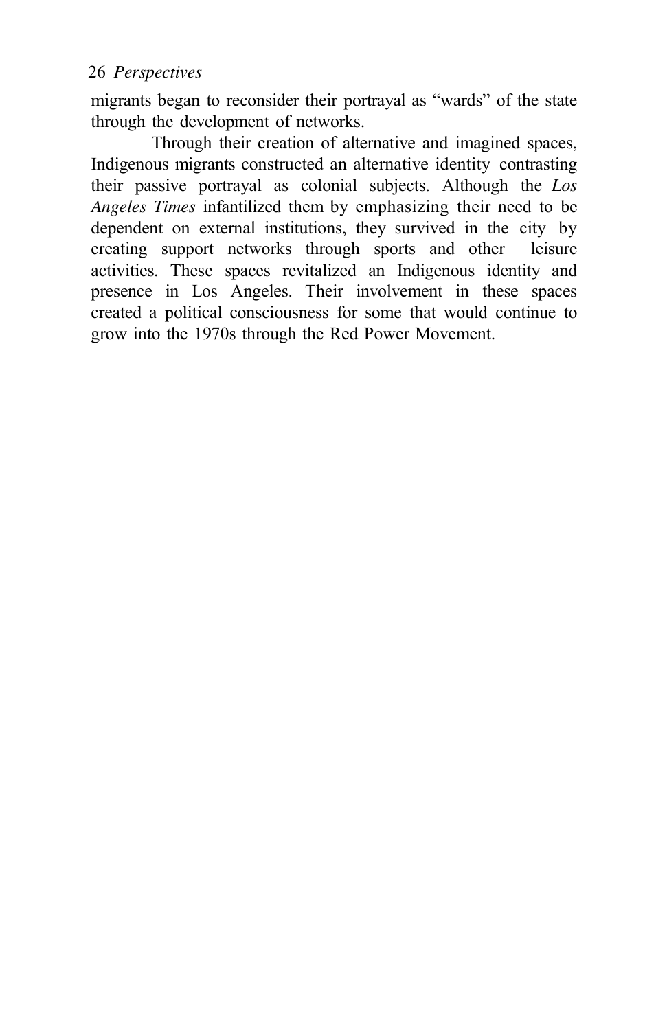migrants began to reconsider their portrayal as "wards" of the state through the development of networks.

Through their creation of alternative and imagined spaces, Indigenous migrants constructed an alternative identity contrasting their passive portrayal as colonial subjects. Although the *Los Angeles Times* infantilized them by emphasizing their need to be dependent on external institutions, they survived in the city by creating support networks through sports and other leisure activities. These spaces revitalized an Indigenous identity and presence in Los Angeles. Their involvement in these spaces created a political consciousness for some that would continue to grow into the 1970s through the Red Power Movement.